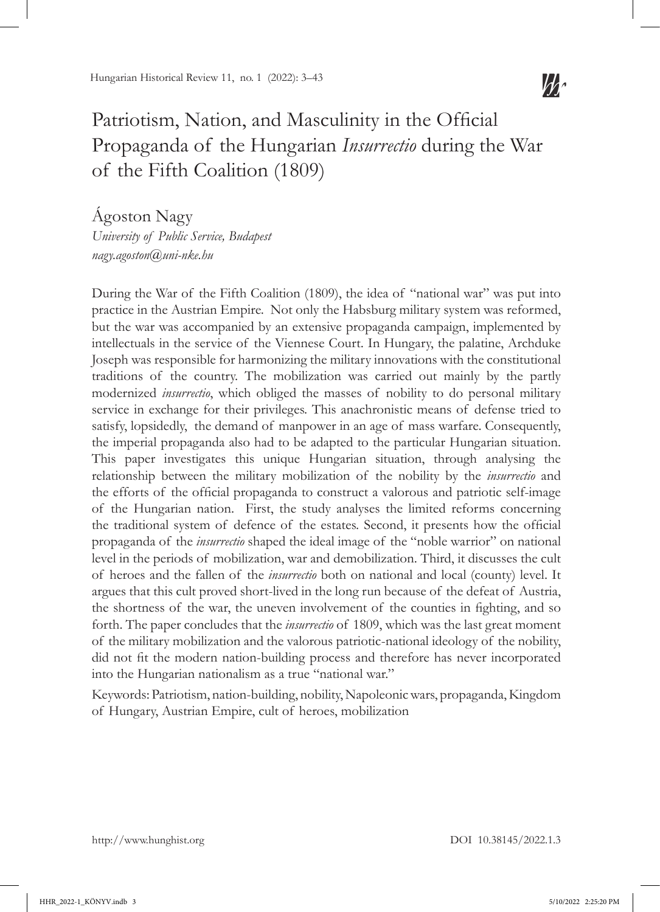# Patriotism, Nation, and Masculinity in the Official Propaganda of the Hungarian *Insurrectio* during the War of the Fifth Coalition (1809)

Ágoston Nagy

*University of Public Service, Budapest*
*nagy.agoston@uni-nke.hu*

During the War of the Fifth Coalition (1809), the idea of "national war" was put into practice in the Austrian Empire. Not only the Habsburg military system was reformed, but the war was accompanied by an extensive propaganda campaign, implemented by intellectuals in the service of the Viennese Court. In Hungary, the palatine, Archduke Joseph was responsible for harmonizing the military innovations with the constitutional traditions of the country. The mobilization was carried out mainly by the partly modernized *insurrectio*, which obliged the masses of nobility to do personal military service in exchange for their privileges. This anachronistic means of defense tried to satisfy, lopsidedly, the demand of manpower in an age of mass warfare. Consequently, the imperial propaganda also had to be adapted to the particular Hungarian situation. This paper investigates this unique Hungarian situation, through analysing the relationship between the military mobilization of the nobility by the *insurrectio* and the efforts of the official propaganda to construct a valorous and patriotic self-image of the Hungarian nation. First, the study analyses the limited reforms concerning the traditional system of defence of the estates. Second, it presents how the official propaganda of the *insurrectio* shaped the ideal image of the "noble warrior" on national level in the periods of mobilization, war and demobilization. Third, it discusses the cult of heroes and the fallen of the *insurrectio* both on national and local (county) level. It argues that this cult proved short-lived in the long run because of the defeat of Austria, the shortness of the war, the uneven involvement of the counties in fighting, and so forth. The paper concludes that the *insurrectio* of 1809, which was the last great moment of the military mobilization and the valorous patriotic-national ideology of the nobility, did not fit the modern nation-building process and therefore has never incorporated into the Hungarian nationalism as a true "national war."

Keywords: Patriotism, nation-building, nobility, Napoleonic wars, propaganda, Kingdom of Hungary, Austrian Empire, cult of heroes, mobilization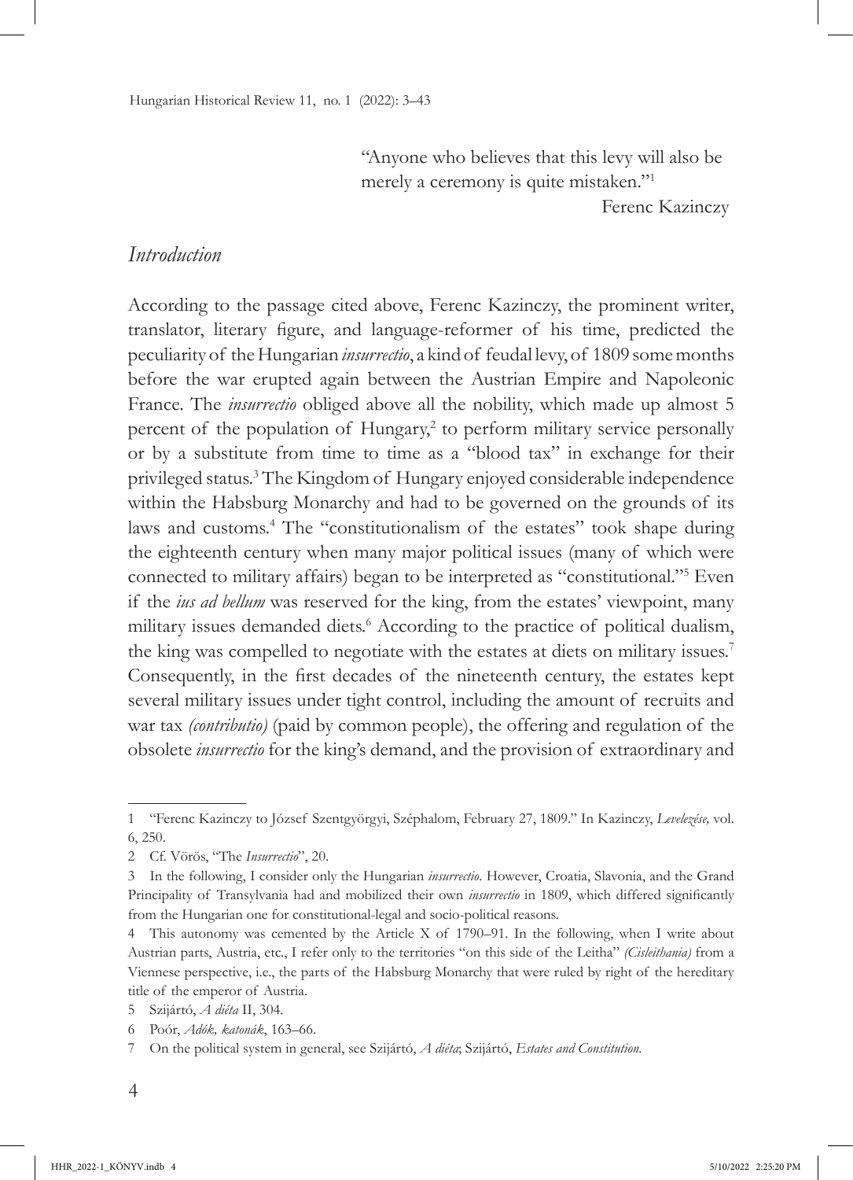> "Anyone who believes that this levy will also be merely a ceremony is quite mistaken."[1]
>
> Ferenc Kazinczy

## *Introduction*

According to the passage cited above, Ferenc Kazinczy, the prominent writer, translator, literary figure, and language-reformer of his time, predicted the peculiarity of the Hungarian *insurrectio*, a kind of feudal levy, of 1809 some months before the war erupted again between the Austrian Empire and Napoleonic France. The *insurrectio* obliged above all the nobility, which made up almost 5 percent of the population of Hungary,[2] to perform military service personally or by a substitute from time to time as a "blood tax" in exchange for their privileged status.[3] The Kingdom of Hungary enjoyed considerable independence within the Habsburg Monarchy and had to be governed on the grounds of its laws and customs.[4] The "constitutionalism of the estates" took shape during the eighteenth century when many major political issues (many of which were connected to military affairs) began to be interpreted as "constitutional."[5] Even if the *ius ad bellum* was reserved for the king, from the estates' viewpoint, many military issues demanded diets.[6] According to the practice of political dualism, the king was compelled to negotiate with the estates at diets on military issues.[7] Consequently, in the first decades of the nineteenth century, the estates kept several military issues under tight control, including the amount of recruits and war tax *(contributio)* (paid by common people), the offering and regulation of the obsolete *insurrectio* for the king's demand, and the provision of extraordinary and

---

1 "Ferenc Kazinczy to József Szentgyörgyi, Széphalom, February 27, 1809." In Kazinczy, *Levelezése,* vol. 6, 250.

2 Cf. Vörös, "The *Insurrectio*", 20.

3 In the following, I consider only the Hungarian *insurrectio*. However, Croatia, Slavonia, and the Grand Principality of Transylvania had and mobilized their own *insurrectio* in 1809, which differed significantly from the Hungarian one for constitutional-legal and socio-political reasons.

4 This autonomy was cemented by the Article X of 1790–91. In the following, when I write about Austrian parts, Austria, etc., I refer only to the territories "on this side of the Leitha" *(Cisleithania)* from a Viennese perspective, i.e., the parts of the Habsburg Monarchy that were ruled by right of the hereditary title of the emperor of Austria.

5 Szijártó, *A diéta* II, 304.

6 Poór, *Adók, katonák*, 163–66.

7 On the political system in general, see Szijártó, *A diéta*; Szijártó, *Estates and Constitution*.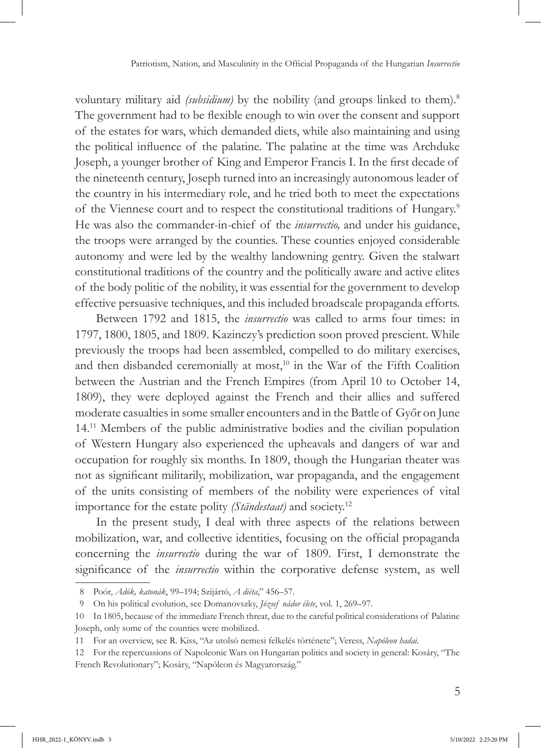voluntary military aid *(subsidium)* by the nobility (and groups linked to them).[8] The government had to be flexible enough to win over the consent and support of the estates for wars, which demanded diets, while also maintaining and using the political influence of the palatine. The palatine at the time was Archduke Joseph, a younger brother of King and Emperor Francis I. In the first decade of the nineteenth century, Joseph turned into an increasingly autonomous leader of the country in his intermediary role, and he tried both to meet the expectations of the Viennese court and to respect the constitutional traditions of Hungary.[9] He was also the commander-in-chief of the *insurrectio,* and under his guidance, the troops were arranged by the counties. These counties enjoyed considerable autonomy and were led by the wealthy landowning gentry. Given the stalwart constitutional traditions of the country and the politically aware and active elites of the body politic of the nobility, it was essential for the government to develop effective persuasive techniques, and this included broadscale propaganda efforts.

Between 1792 and 1815, the *insurrectio* was called to arms four times: in 1797, 1800, 1805, and 1809. Kazinczy's prediction soon proved prescient. While previously the troops had been assembled, compelled to do military exercises, and then disbanded ceremonially at most,[10] in the War of the Fifth Coalition between the Austrian and the French Empires (from April 10 to October 14, 1809), they were deployed against the French and their allies and suffered moderate casualties in some smaller encounters and in the Battle of Győr on June 14.[11] Members of the public administrative bodies and the civilian population of Western Hungary also experienced the upheavals and dangers of war and occupation for roughly six months. In 1809, though the Hungarian theater was not as significant militarily, mobilization, war propaganda, and the engagement of the units consisting of members of the nobility were experiences of vital importance for the estate polity *(Ständestaat)* and society.[12]

In the present study, I deal with three aspects of the relations between mobilization, war, and collective identities, focusing on the official propaganda concerning the *insurrectio* during the war of 1809. First, I demonstrate the significance of the *insurrectio* within the corporative defense system, as well

---

8 Poór, *Adók, katonák*, 99–194; Szijártó, *A diéta*," 456–57.

9 On his political evolution, see Domanovszky, *József nádor élete*, vol. 1, 269–97.

10 In 1805, because of the immediate French threat, due to the careful political considerations of Palatine Joseph, only some of the counties were mobilized.

11 For an overview, see R. Kiss, "Az utolsó nemesi felkelés története"; Veress, *Napóleon hadai.*

12 For the repercussions of Napoleonic Wars on Hungarian politics and society in general: Kosáry, "The French Revolutionary"; Kosáry, "Napóleon és Magyarország."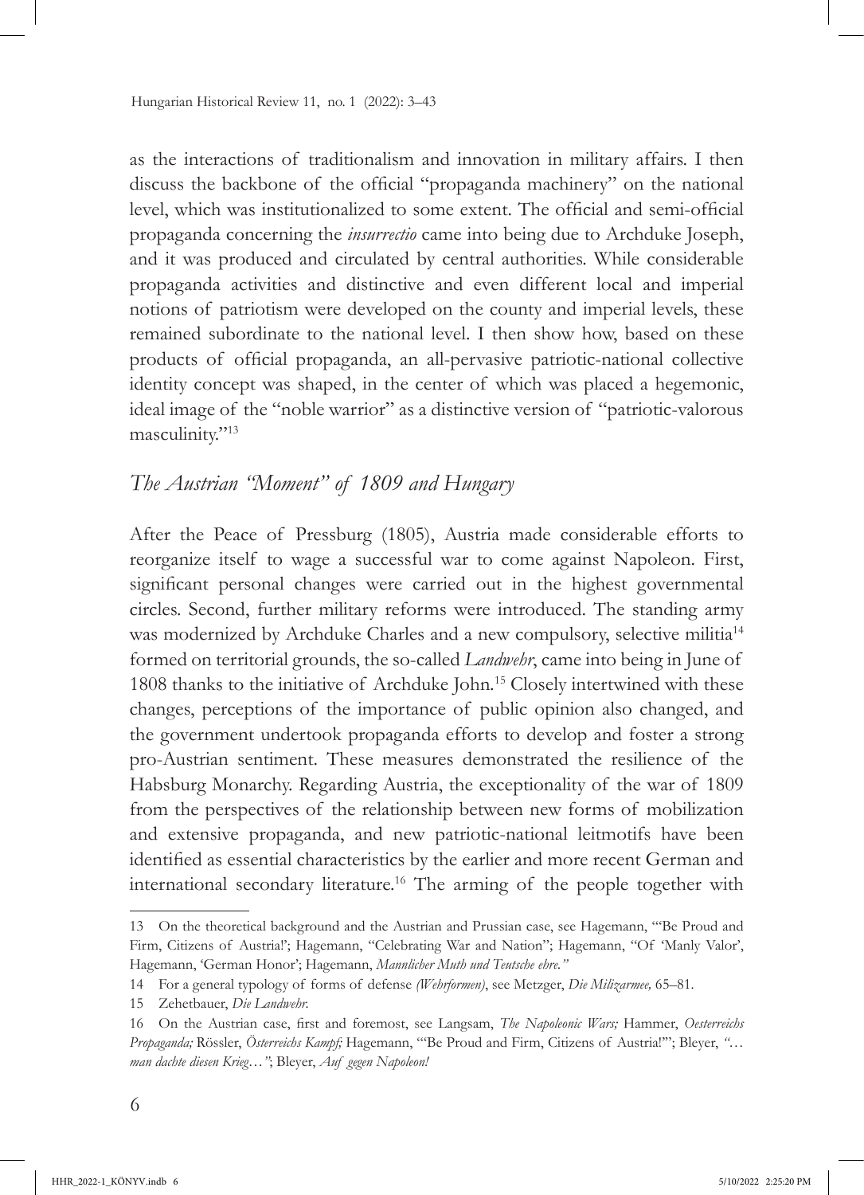as the interactions of traditionalism and innovation in military affairs. I then discuss the backbone of the official "propaganda machinery" on the national level, which was institutionalized to some extent. The official and semi-official propaganda concerning the *insurrectio* came into being due to Archduke Joseph, and it was produced and circulated by central authorities. While considerable propaganda activities and distinctive and even different local and imperial notions of patriotism were developed on the county and imperial levels, these remained subordinate to the national level. I then show how, based on these products of official propaganda, an all-pervasive patriotic-national collective identity concept was shaped, in the center of which was placed a hegemonic, ideal image of the "noble warrior" as a distinctive version of "patriotic-valorous masculinity."[13]

## *The Austrian "Moment" of 1809 and Hungary*

After the Peace of Pressburg (1805), Austria made considerable efforts to reorganize itself to wage a successful war to come against Napoleon. First, significant personal changes were carried out in the highest governmental circles. Second, further military reforms were introduced. The standing army was modernized by Archduke Charles and a new compulsory, selective militia[14] formed on territorial grounds, the so-called *Landwehr*, came into being in June of 1808 thanks to the initiative of Archduke John.[15] Closely intertwined with these changes, perceptions of the importance of public opinion also changed, and the government undertook propaganda efforts to develop and foster a strong pro-Austrian sentiment. These measures demonstrated the resilience of the Habsburg Monarchy. Regarding Austria, the exceptionality of the war of 1809 from the perspectives of the relationship between new forms of mobilization and extensive propaganda, and new patriotic-national leitmotifs have been identified as essential characteristics by the earlier and more recent German and international secondary literature.[16] The arming of the people together with

---

13 On the theoretical background and the Austrian and Prussian case, see Hagemann, "'Be Proud and Firm, Citizens of Austria!'; Hagemann, "Celebrating War and Nation"; Hagemann, "Of 'Manly Valor', Hagemann, 'German Honor'; Hagemann, *Mannlicher Muth und Teutsche ehre."*

14 For a general typology of forms of defense *(Wehrformen)*, see Metzger, *Die Milizarmee,* 65–81.

15 Zehetbauer, *Die Landwehr.*

16 On the Austrian case, first and foremost, see Langsam, *The Napoleonic Wars;* Hammer, *Oesterreichs Propaganda;* Rössler, *Österreichs Kampf;* Hagemann, "'Be Proud and Firm, Citizens of Austria!'"; Bleyer, *"… man dachte diesen Krieg…"*; Bleyer, *Auf gegen Napoleon!*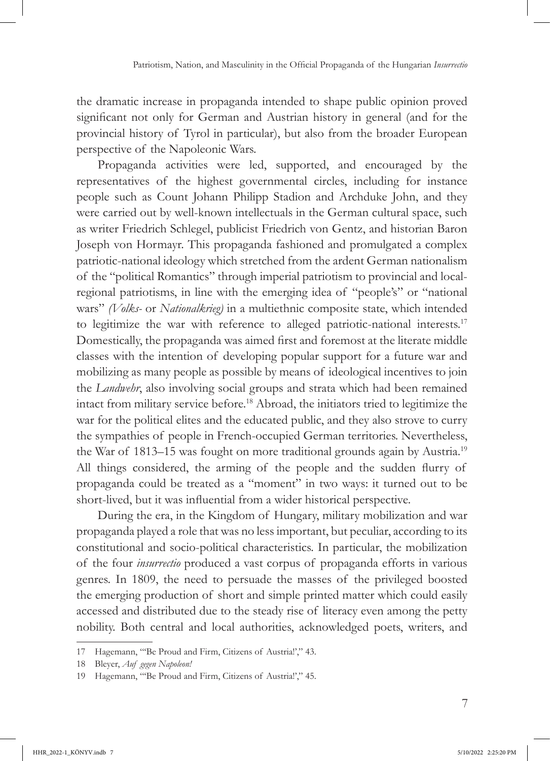the dramatic increase in propaganda intended to shape public opinion proved significant not only for German and Austrian history in general (and for the provincial history of Tyrol in particular), but also from the broader European perspective of the Napoleonic Wars.

Propaganda activities were led, supported, and encouraged by the representatives of the highest governmental circles, including for instance people such as Count Johann Philipp Stadion and Archduke John, and they were carried out by well-known intellectuals in the German cultural space, such as writer Friedrich Schlegel, publicist Friedrich von Gentz, and historian Baron Joseph von Hormayr. This propaganda fashioned and promulgated a complex patriotic-national ideology which stretched from the ardent German nationalism of the "political Romantics" through imperial patriotism to provincial and local-regional patriotisms, in line with the emerging idea of "people's" or "national wars" *(Volks-* or *Nationalkrieg)* in a multiethnic composite state, which intended to legitimize the war with reference to alleged patriotic-national interests.[17] Domestically, the propaganda was aimed first and foremost at the literate middle classes with the intention of developing popular support for a future war and mobilizing as many people as possible by means of ideological incentives to join the *Landwehr*, also involving social groups and strata which had been remained intact from military service before.[18] Abroad, the initiators tried to legitimize the war for the political elites and the educated public, and they also strove to curry the sympathies of people in French-occupied German territories. Nevertheless, the War of 1813–15 was fought on more traditional grounds again by Austria.[19] All things considered, the arming of the people and the sudden flurry of propaganda could be treated as a "moment" in two ways: it turned out to be short-lived, but it was influential from a wider historical perspective.

During the era, in the Kingdom of Hungary, military mobilization and war propaganda played a role that was no less important, but peculiar, according to its constitutional and socio-political characteristics. In particular, the mobilization of the four *insurrectio* produced a vast corpus of propaganda efforts in various genres. In 1809, the need to persuade the masses of the privileged boosted the emerging production of short and simple printed matter which could easily accessed and distributed due to the steady rise of literacy even among the petty nobility. Both central and local authorities, acknowledged poets, writers, and

17 Hagemann, "'Be Proud and Firm, Citizens of Austria!'," 43.

18 Bleyer, *Auf gegen Napoleon!*

19 Hagemann, "'Be Proud and Firm, Citizens of Austria!'," 45.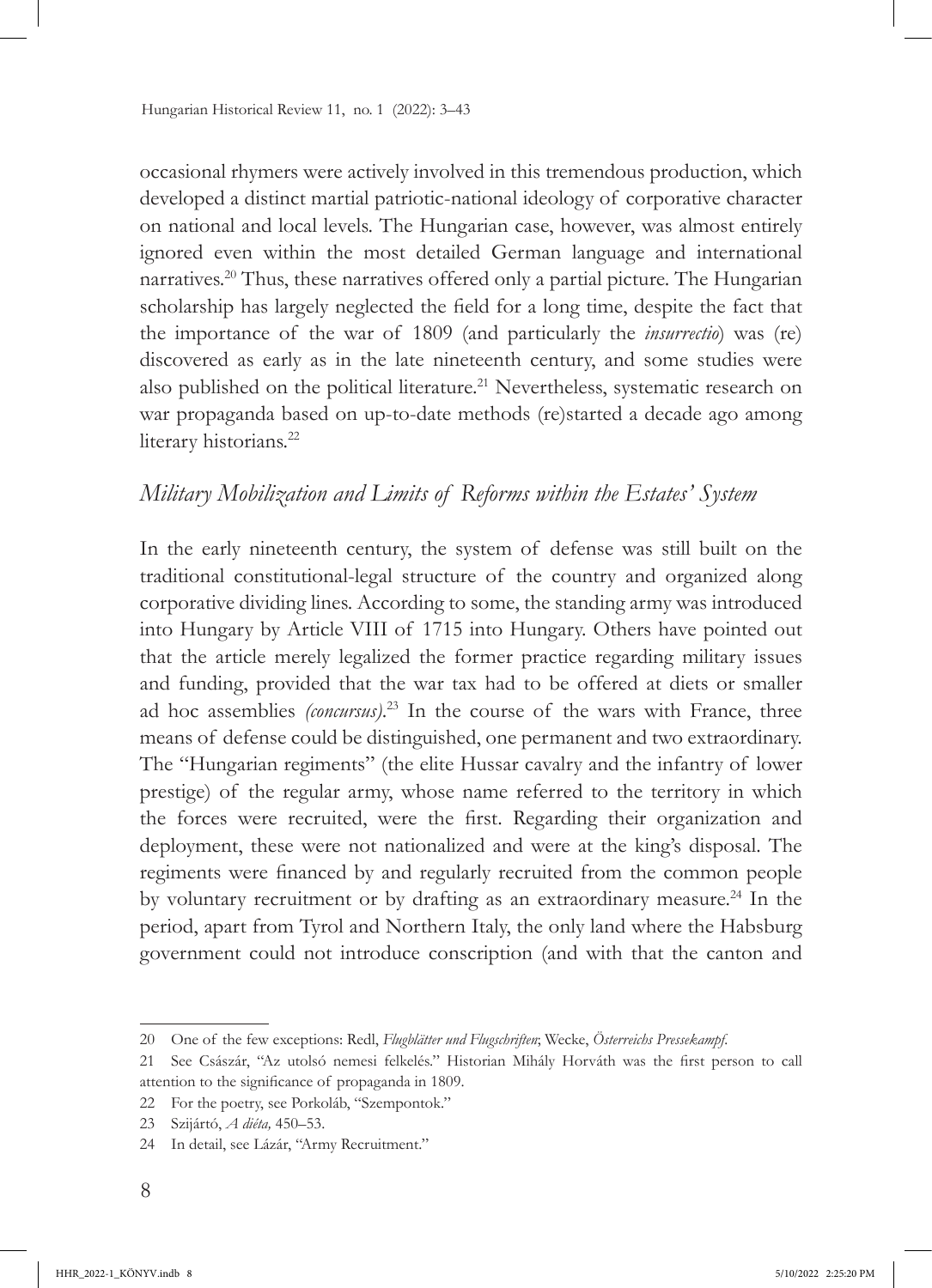occasional rhymers were actively involved in this tremendous production, which developed a distinct martial patriotic-national ideology of corporative character on national and local levels. The Hungarian case, however, was almost entirely ignored even within the most detailed German language and international narratives.[20] Thus, these narratives offered only a partial picture. The Hungarian scholarship has largely neglected the field for a long time, despite the fact that the importance of the war of 1809 (and particularly the *insurrectio*) was (re) discovered as early as in the late nineteenth century, and some studies were also published on the political literature.[21] Nevertheless, systematic research on war propaganda based on up-to-date methods (re)started a decade ago among literary historians.[22]

## *Military Mobilization and Limits of Reforms within the Estates' System*

In the early nineteenth century, the system of defense was still built on the traditional constitutional-legal structure of the country and organized along corporative dividing lines. According to some, the standing army was introduced into Hungary by Article VIII of 1715 into Hungary. Others have pointed out that the article merely legalized the former practice regarding military issues and funding, provided that the war tax had to be offered at diets or smaller ad hoc assemblies *(concursus)*.[23] In the course of the wars with France, three means of defense could be distinguished, one permanent and two extraordinary. The "Hungarian regiments" (the elite Hussar cavalry and the infantry of lower prestige) of the regular army, whose name referred to the territory in which the forces were recruited, were the first. Regarding their organization and deployment, these were not nationalized and were at the king's disposal. The regiments were financed by and regularly recruited from the common people by voluntary recruitment or by drafting as an extraordinary measure.[24] In the period, apart from Tyrol and Northern Italy, the only land where the Habsburg government could not introduce conscription (and with that the canton and

---

20 One of the few exceptions: Redl, *Flugblätter und Flugschriften*; Wecke, *Österreichs Pressekampf*.

21 See Császár, "Az utolsó nemesi felkelés." Historian Mihály Horváth was the first person to call attention to the significance of propaganda in 1809.

22 For the poetry, see Porkoláb, "Szempontok."

23 Szijártó, *A diéta,* 450–53.

24 In detail, see Lázár, "Army Recruitment."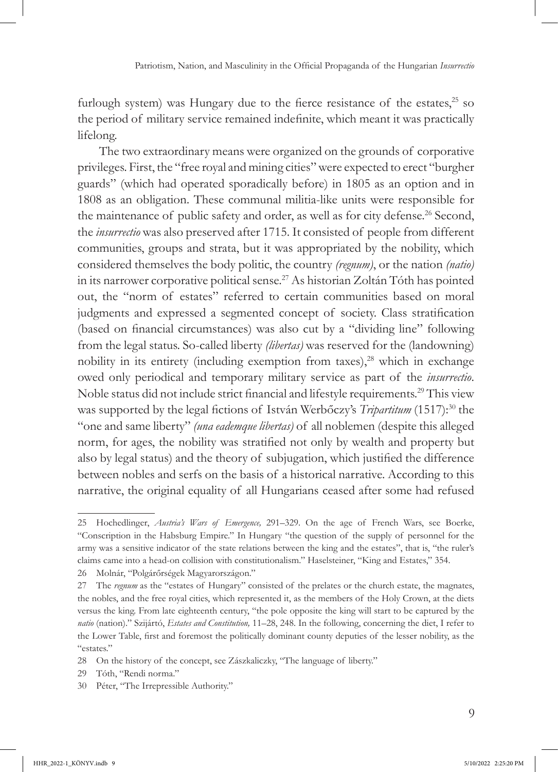furlough system) was Hungary due to the fierce resistance of the estates,[25] so the period of military service remained indefinite, which meant it was practically lifelong.

The two extraordinary means were organized on the grounds of corporative privileges. First, the "free royal and mining cities" were expected to erect "burgher guards" (which had operated sporadically before) in 1805 as an option and in 1808 as an obligation. These communal militia-like units were responsible for the maintenance of public safety and order, as well as for city defense.[26] Second, the *insurrectio* was also preserved after 1715. It consisted of people from different communities, groups and strata, but it was appropriated by the nobility, which considered themselves the body politic, the country *(regnum)*, or the nation *(natio)* in its narrower corporative political sense.[27] As historian Zoltán Tóth has pointed out, the "norm of estates" referred to certain communities based on moral judgments and expressed a segmented concept of society. Class stratification (based on financial circumstances) was also cut by a "dividing line" following from the legal status. So-called liberty *(libertas)* was reserved for the (landowning) nobility in its entirety (including exemption from taxes),[28] which in exchange owed only periodical and temporary military service as part of the *insurrectio*. Noble status did not include strict financial and lifestyle requirements.[29] This view was supported by the legal fictions of István Werbőczy's *Tripartitum* (1517):[30] the "one and same liberty" *(una eademque libertas)* of all noblemen (despite this alleged norm, for ages, the nobility was stratified not only by wealth and property but also by legal status) and the theory of subjugation, which justified the difference between nobles and serfs on the basis of a historical narrative. According to this narrative, the original equality of all Hungarians ceased after some had refused

---

25 Hochedlinger, *Austria's Wars of Emergence,* 291–329. On the age of French Wars, see Boerke, "Conscription in the Habsburg Empire." In Hungary "the question of the supply of personnel for the army was a sensitive indicator of the state relations between the king and the estates", that is, "the ruler's claims came into a head-on collision with constitutionalism." Haselsteiner, "King and Estates," 354.

26 Molnár, "Polgárőrségek Magyarországon."

27 The *regnum* as the "estates of Hungary" consisted of the prelates or the church estate, the magnates, the nobles, and the free royal cities, which represented it, as the members of the Holy Crown, at the diets versus the king. From late eighteenth century, "the pole opposite the king will start to be captured by the *natio* (nation)." Szijártó, *Estates and Constitution,* 11–28, 248. In the following, concerning the diet, I refer to the Lower Table, first and foremost the politically dominant county deputies of the lesser nobility, as the "estates."

28 On the history of the concept, see Zászkaliczky, "The language of liberty."

29 Tóth, "Rendi norma."

30 Péter, "The Irrepressible Authority."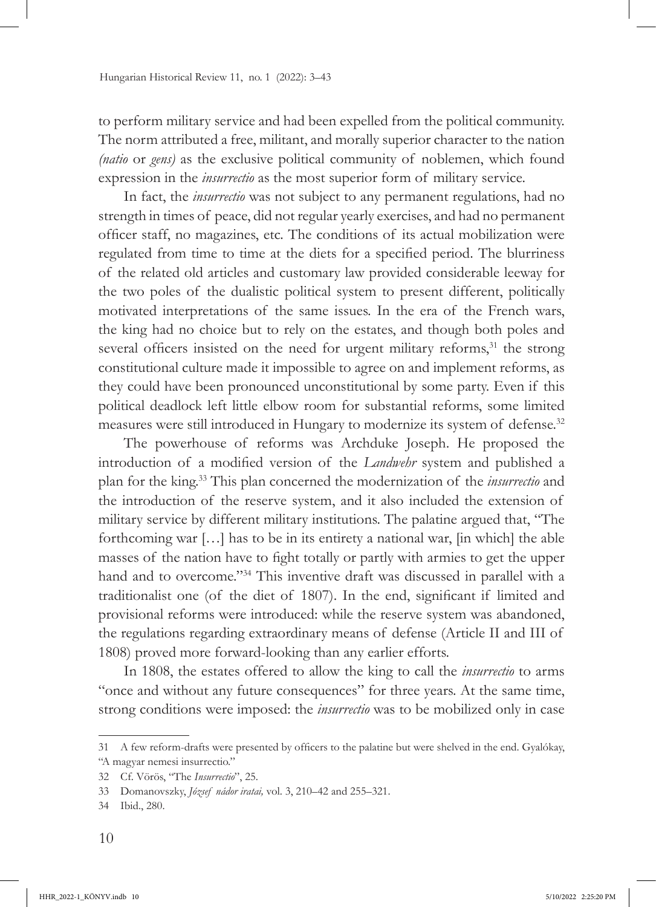to perform military service and had been expelled from the political community. The norm attributed a free, militant, and morally superior character to the nation *(natio* or *gens)* as the exclusive political community of noblemen, which found expression in the *insurrectio* as the most superior form of military service.

In fact, the *insurrectio* was not subject to any permanent regulations, had no strength in times of peace, did not regular yearly exercises, and had no permanent officer staff, no magazines, etc. The conditions of its actual mobilization were regulated from time to time at the diets for a specified period. The blurriness of the related old articles and customary law provided considerable leeway for the two poles of the dualistic political system to present different, politically motivated interpretations of the same issues. In the era of the French wars, the king had no choice but to rely on the estates, and though both poles and several officers insisted on the need for urgent military reforms,[31] the strong constitutional culture made it impossible to agree on and implement reforms, as they could have been pronounced unconstitutional by some party. Even if this political deadlock left little elbow room for substantial reforms, some limited measures were still introduced in Hungary to modernize its system of defense.[32]

The powerhouse of reforms was Archduke Joseph. He proposed the introduction of a modified version of the *Landwehr* system and published a plan for the king.[33] This plan concerned the modernization of the *insurrectio* and the introduction of the reserve system, and it also included the extension of military service by different military institutions. The palatine argued that, "The forthcoming war […] has to be in its entirety a national war, [in which] the able masses of the nation have to fight totally or partly with armies to get the upper hand and to overcome."[34] This inventive draft was discussed in parallel with a traditionalist one (of the diet of 1807). In the end, significant if limited and provisional reforms were introduced: while the reserve system was abandoned, the regulations regarding extraordinary means of defense (Article II and III of 1808) proved more forward-looking than any earlier efforts.

In 1808, the estates offered to allow the king to call the *insurrectio* to arms "once and without any future consequences" for three years. At the same time, strong conditions were imposed: the *insurrectio* was to be mobilized only in case

---

31 A few reform-drafts were presented by officers to the palatine but were shelved in the end. Gyalókay, "A magyar nemesi insurrectio."

32 Cf. Vörös, "The *Insurrectio*", 25.

33 Domanovszky, *József nádor iratai,* vol. 3, 210–42 and 255–321.

34 Ibid., 280.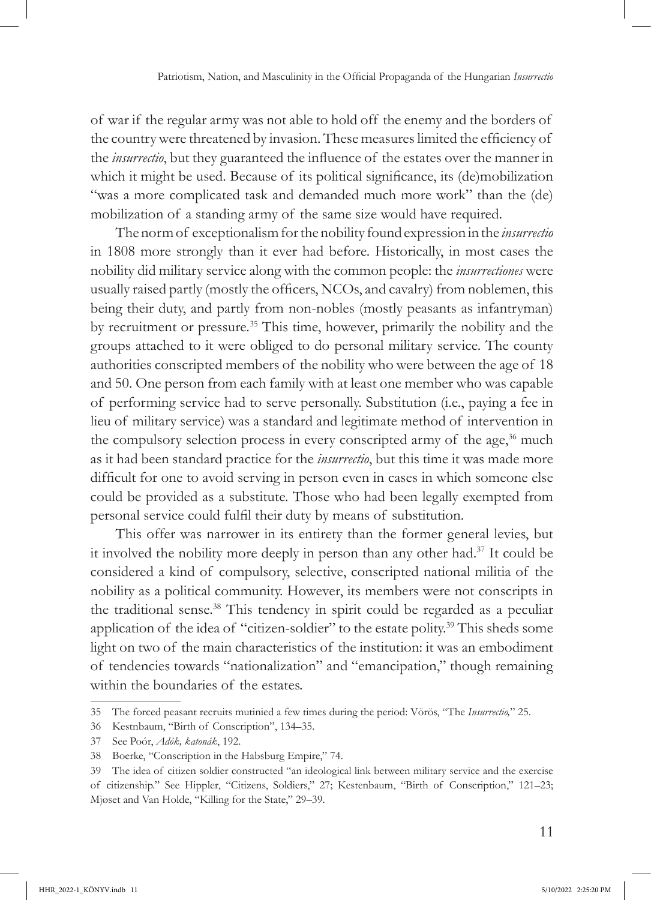of war if the regular army was not able to hold off the enemy and the borders of the country were threatened by invasion. These measures limited the efficiency of the *insurrectio*, but they guaranteed the influence of the estates over the manner in which it might be used. Because of its political significance, its (de)mobilization "was a more complicated task and demanded much more work" than the (de) mobilization of a standing army of the same size would have required.

The norm of exceptionalism for the nobility found expression in the *insurrectio* in 1808 more strongly than it ever had before. Historically, in most cases the nobility did military service along with the common people: the *insurrectiones* were usually raised partly (mostly the officers, NCOs, and cavalry) from noblemen, this being their duty, and partly from non-nobles (mostly peasants as infantryman) by recruitment or pressure.[35] This time, however, primarily the nobility and the groups attached to it were obliged to do personal military service. The county authorities conscripted members of the nobility who were between the age of 18 and 50. One person from each family with at least one member who was capable of performing service had to serve personally. Substitution (i.e., paying a fee in lieu of military service) was a standard and legitimate method of intervention in the compulsory selection process in every conscripted army of the age,[36] much as it had been standard practice for the *insurrectio*, but this time it was made more difficult for one to avoid serving in person even in cases in which someone else could be provided as a substitute. Those who had been legally exempted from personal service could fulfil their duty by means of substitution.

This offer was narrower in its entirety than the former general levies, but it involved the nobility more deeply in person than any other had.[37] It could be considered a kind of compulsory, selective, conscripted national militia of the nobility as a political community. However, its members were not conscripts in the traditional sense.[38] This tendency in spirit could be regarded as a peculiar application of the idea of "citizen-soldier" to the estate polity.[39] This sheds some light on two of the main characteristics of the institution: it was an embodiment of tendencies towards "nationalization" and "emancipation," though remaining within the boundaries of the estates.

---

35 The forced peasant recruits mutinied a few times during the period: Vörös, "The *Insurrectio,*" 25.

36 Kestnbaum, "Birth of Conscription", 134–35.

37 See Poór, *Adók, katonák*, 192.

38 Boerke, "Conscription in the Habsburg Empire," 74.

39 The idea of citizen soldier constructed "an ideological link between military service and the exercise of citizenship." See Hippler, "Citizens, Soldiers," 27; Kestenbaum, "Birth of Conscription," 121–23; Mjøset and Van Holde, "Killing for the State," 29–39.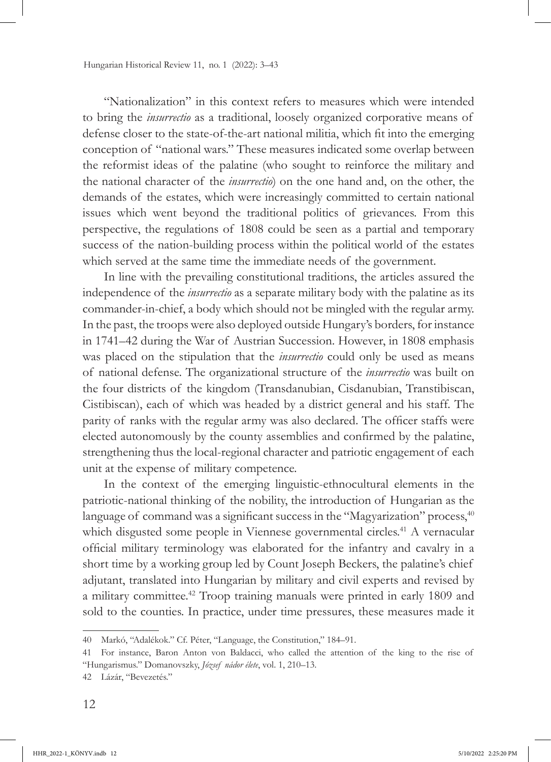"Nationalization" in this context refers to measures which were intended to bring the *insurrectio* as a traditional, loosely organized corporative means of defense closer to the state-of-the-art national militia, which fit into the emerging conception of "national wars." These measures indicated some overlap between the reformist ideas of the palatine (who sought to reinforce the military and the national character of the *insurrectio*) on the one hand and, on the other, the demands of the estates, which were increasingly committed to certain national issues which went beyond the traditional politics of grievances. From this perspective, the regulations of 1808 could be seen as a partial and temporary success of the nation-building process within the political world of the estates which served at the same time the immediate needs of the government.

In line with the prevailing constitutional traditions, the articles assured the independence of the *insurrectio* as a separate military body with the palatine as its commander-in-chief, a body which should not be mingled with the regular army. In the past, the troops were also deployed outside Hungary's borders, for instance in 1741–42 during the War of Austrian Succession. However, in 1808 emphasis was placed on the stipulation that the *insurrectio* could only be used as means of national defense. The organizational structure of the *insurrectio* was built on the four districts of the kingdom (Transdanubian, Cisdanubian, Transtibiscan, Cistibiscan), each of which was headed by a district general and his staff. The parity of ranks with the regular army was also declared. The officer staffs were elected autonomously by the county assemblies and confirmed by the palatine, strengthening thus the local-regional character and patriotic engagement of each unit at the expense of military competence.

In the context of the emerging linguistic-ethnocultural elements in the patriotic-national thinking of the nobility, the introduction of Hungarian as the language of command was a significant success in the "Magyarization" process,[40] which disgusted some people in Viennese governmental circles.[41] A vernacular official military terminology was elaborated for the infantry and cavalry in a short time by a working group led by Count Joseph Beckers, the palatine's chief adjutant, translated into Hungarian by military and civil experts and revised by a military committee.[42] Troop training manuals were printed in early 1809 and sold to the counties. In practice, under time pressures, these measures made it

---

40 Markó, "Adalékok." Cf. Péter, "Language, the Constitution," 184–91.

41 For instance, Baron Anton von Baldacci, who called the attention of the king to the rise of "Hungarismus." Domanovszky, *József nádor élete*, vol. 1, 210–13.

42 Lázár, "Bevezetés."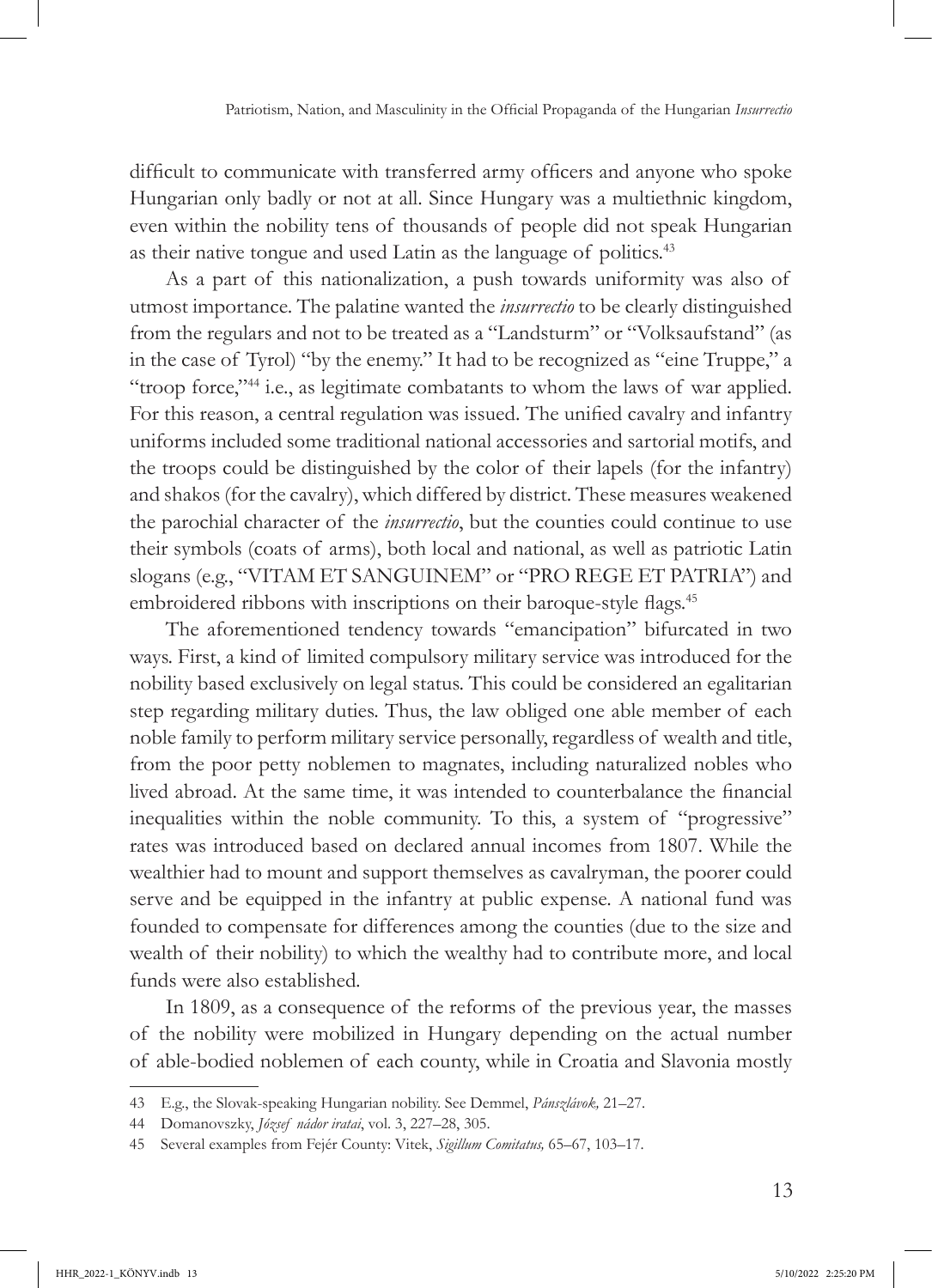difficult to communicate with transferred army officers and anyone who spoke Hungarian only badly or not at all. Since Hungary was a multiethnic kingdom, even within the nobility tens of thousands of people did not speak Hungarian as their native tongue and used Latin as the language of politics.[43]

As a part of this nationalization, a push towards uniformity was also of utmost importance. The palatine wanted the *insurrectio* to be clearly distinguished from the regulars and not to be treated as a "Landsturm" or "Volksaufstand" (as in the case of Tyrol) "by the enemy." It had to be recognized as "eine Truppe," a "troop force,"[44] i.e., as legitimate combatants to whom the laws of war applied. For this reason, a central regulation was issued. The unified cavalry and infantry uniforms included some traditional national accessories and sartorial motifs, and the troops could be distinguished by the color of their lapels (for the infantry) and shakos (for the cavalry), which differed by district. These measures weakened the parochial character of the *insurrectio*, but the counties could continue to use their symbols (coats of arms), both local and national, as well as patriotic Latin slogans (e.g., "VITAM ET SANGUINEM" or "PRO REGE ET PATRIA") and embroidered ribbons with inscriptions on their baroque-style flags.[45]

The aforementioned tendency towards "emancipation" bifurcated in two ways. First, a kind of limited compulsory military service was introduced for the nobility based exclusively on legal status. This could be considered an egalitarian step regarding military duties. Thus, the law obliged one able member of each noble family to perform military service personally, regardless of wealth and title, from the poor petty noblemen to magnates, including naturalized nobles who lived abroad. At the same time, it was intended to counterbalance the financial inequalities within the noble community. To this, a system of "progressive" rates was introduced based on declared annual incomes from 1807. While the wealthier had to mount and support themselves as cavalryman, the poorer could serve and be equipped in the infantry at public expense. A national fund was founded to compensate for differences among the counties (due to the size and wealth of their nobility) to which the wealthy had to contribute more, and local funds were also established.

In 1809, as a consequence of the reforms of the previous year, the masses of the nobility were mobilized in Hungary depending on the actual number of able-bodied noblemen of each county, while in Croatia and Slavonia mostly

---

43 E.g., the Slovak-speaking Hungarian nobility. See Demmel, *Pánszlávok,* 21–27.

44 Domanovszky, *József nádor iratai*, vol. 3, 227–28, 305.

45 Several examples from Fejér County: Vitek, *Sigillum Comitatus,* 65–67, 103–17.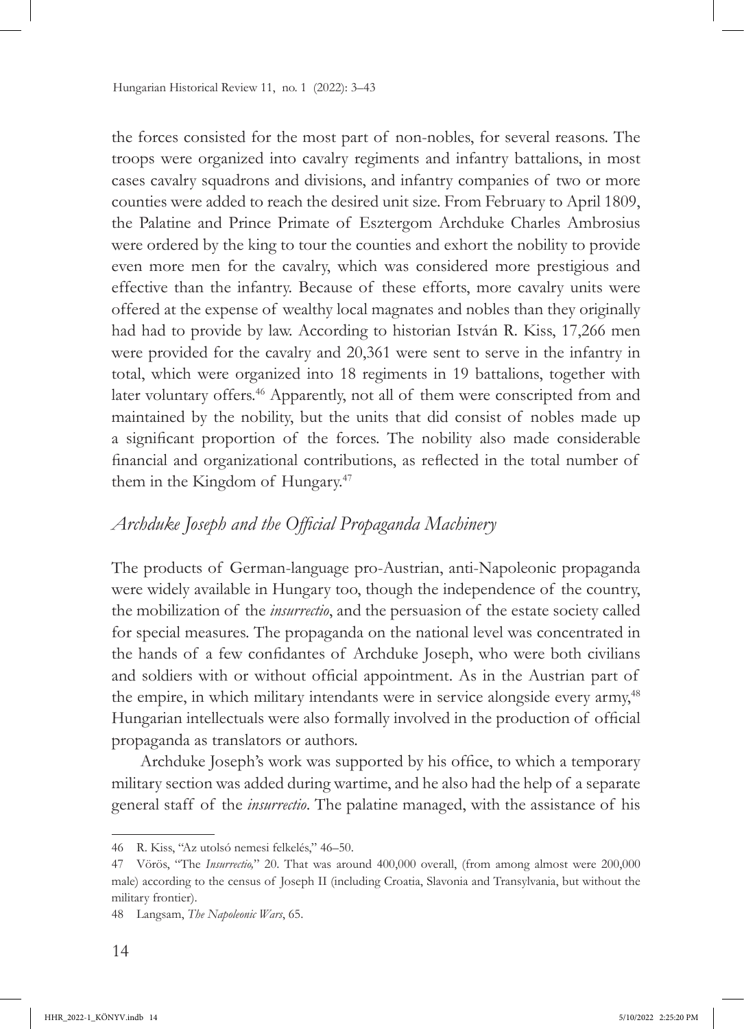the forces consisted for the most part of non-nobles, for several reasons. The troops were organized into cavalry regiments and infantry battalions, in most cases cavalry squadrons and divisions, and infantry companies of two or more counties were added to reach the desired unit size. From February to April 1809, the Palatine and Prince Primate of Esztergom Archduke Charles Ambrosius were ordered by the king to tour the counties and exhort the nobility to provide even more men for the cavalry, which was considered more prestigious and effective than the infantry. Because of these efforts, more cavalry units were offered at the expense of wealthy local magnates and nobles than they originally had had to provide by law. According to historian István R. Kiss, 17,266 men were provided for the cavalry and 20,361 were sent to serve in the infantry in total, which were organized into 18 regiments in 19 battalions, together with later voluntary offers.[46] Apparently, not all of them were conscripted from and maintained by the nobility, but the units that did consist of nobles made up a significant proportion of the forces. The nobility also made considerable financial and organizational contributions, as reflected in the total number of them in the Kingdom of Hungary.[47]

## *Archduke Joseph and the Official Propaganda Machinery*

The products of German-language pro-Austrian, anti-Napoleonic propaganda were widely available in Hungary too, though the independence of the country, the mobilization of the *insurrectio*, and the persuasion of the estate society called for special measures. The propaganda on the national level was concentrated in the hands of a few confidantes of Archduke Joseph, who were both civilians and soldiers with or without official appointment. As in the Austrian part of the empire, in which military intendants were in service alongside every army,[48] Hungarian intellectuals were also formally involved in the production of official propaganda as translators or authors.

Archduke Joseph's work was supported by his office, to which a temporary military section was added during wartime, and he also had the help of a separate general staff of the *insurrectio*. The palatine managed, with the assistance of his

46 R. Kiss, "Az utolsó nemesi felkelés," 46–50.

47 Vörös, "The *Insurrectio,*" 20. That was around 400,000 overall, (from among almost were 200,000 male) according to the census of Joseph II (including Croatia, Slavonia and Transylvania, but without the military frontier).

48 Langsam, *The Napoleonic Wars*, 65.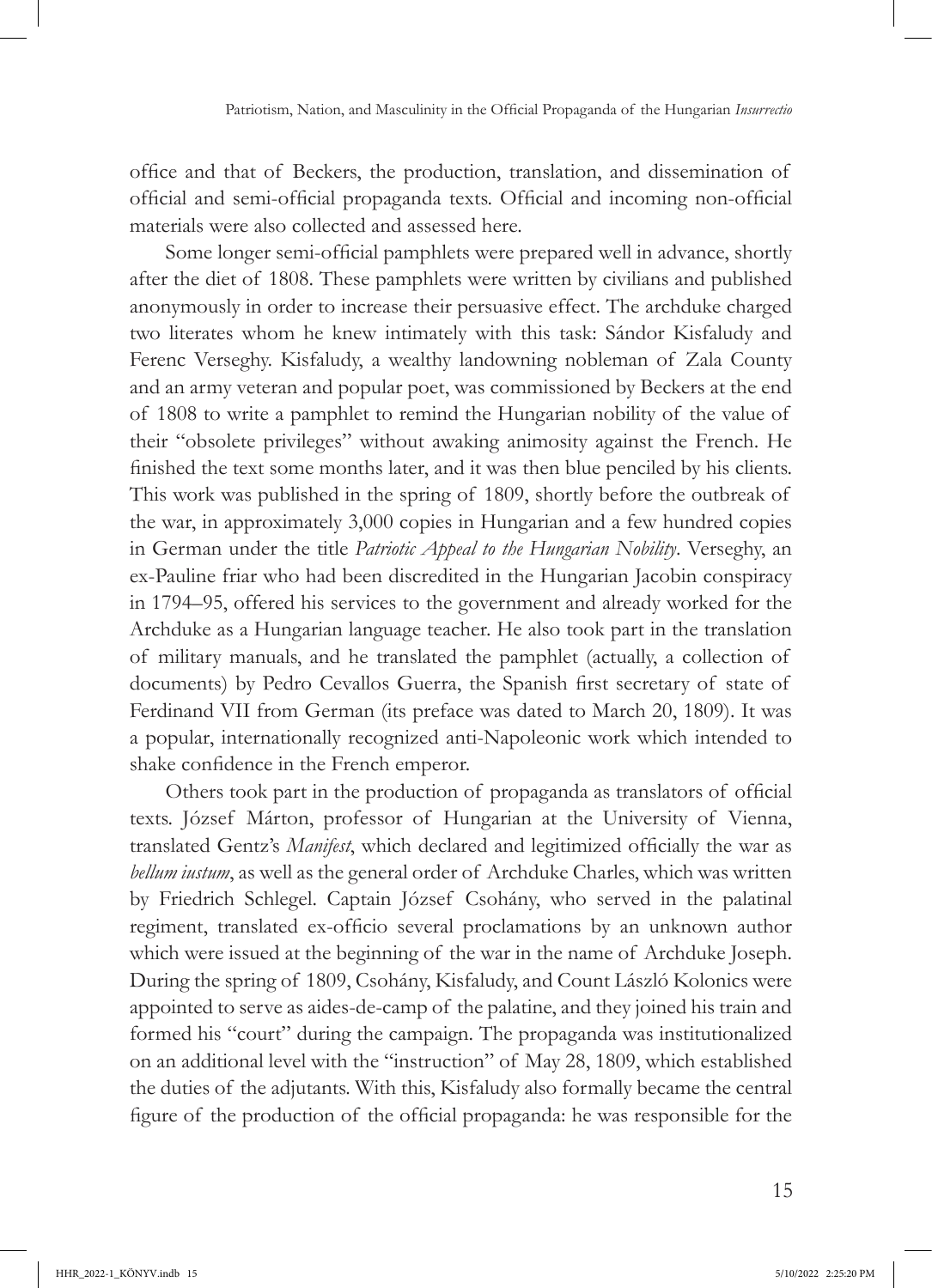office and that of Beckers, the production, translation, and dissemination of official and semi-official propaganda texts. Official and incoming non-official materials were also collected and assessed here.

Some longer semi-official pamphlets were prepared well in advance, shortly after the diet of 1808. These pamphlets were written by civilians and published anonymously in order to increase their persuasive effect. The archduke charged two literates whom he knew intimately with this task: Sándor Kisfaludy and Ferenc Verseghy. Kisfaludy, a wealthy landowning nobleman of Zala County and an army veteran and popular poet, was commissioned by Beckers at the end of 1808 to write a pamphlet to remind the Hungarian nobility of the value of their "obsolete privileges" without awaking animosity against the French. He finished the text some months later, and it was then blue penciled by his clients. This work was published in the spring of 1809, shortly before the outbreak of the war, in approximately 3,000 copies in Hungarian and a few hundred copies in German under the title *Patriotic Appeal to the Hungarian Nobility*. Verseghy, an ex-Pauline friar who had been discredited in the Hungarian Jacobin conspiracy in 1794–95, offered his services to the government and already worked for the Archduke as a Hungarian language teacher. He also took part in the translation of military manuals, and he translated the pamphlet (actually, a collection of documents) by Pedro Cevallos Guerra, the Spanish first secretary of state of Ferdinand VII from German (its preface was dated to March 20, 1809). It was a popular, internationally recognized anti-Napoleonic work which intended to shake confidence in the French emperor.

Others took part in the production of propaganda as translators of official texts. József Márton, professor of Hungarian at the University of Vienna, translated Gentz's *Manifest*, which declared and legitimized officially the war as *bellum iustum*, as well as the general order of Archduke Charles, which was written by Friedrich Schlegel. Captain József Csohány, who served in the palatinal regiment, translated ex-officio several proclamations by an unknown author which were issued at the beginning of the war in the name of Archduke Joseph. During the spring of 1809, Csohány, Kisfaludy, and Count László Kolonics were appointed to serve as aides-de-camp of the palatine, and they joined his train and formed his "court" during the campaign. The propaganda was institutionalized on an additional level with the "instruction" of May 28, 1809, which established the duties of the adjutants. With this, Kisfaludy also formally became the central figure of the production of the official propaganda: he was responsible for the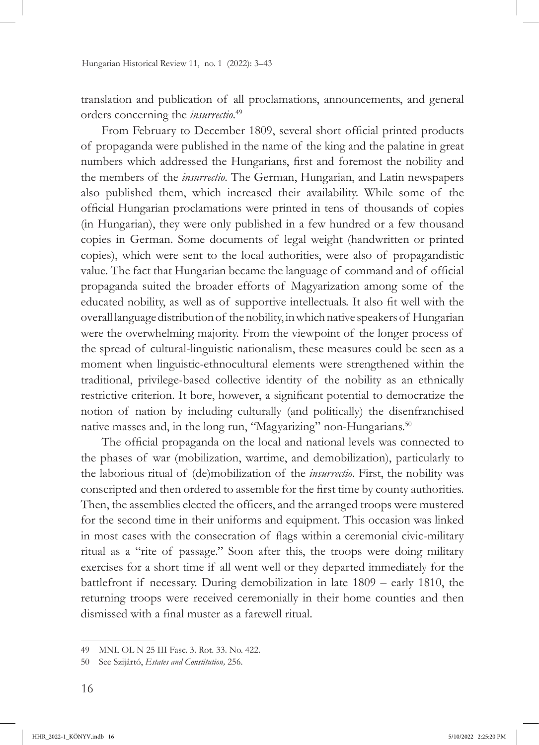translation and publication of all proclamations, announcements, and general orders concerning the *insurrectio*.[49]

From February to December 1809, several short official printed products of propaganda were published in the name of the king and the palatine in great numbers which addressed the Hungarians, first and foremost the nobility and the members of the *insurrectio*. The German, Hungarian, and Latin newspapers also published them, which increased their availability. While some of the official Hungarian proclamations were printed in tens of thousands of copies (in Hungarian), they were only published in a few hundred or a few thousand copies in German. Some documents of legal weight (handwritten or printed copies), which were sent to the local authorities, were also of propagandistic value. The fact that Hungarian became the language of command and of official propaganda suited the broader efforts of Magyarization among some of the educated nobility, as well as of supportive intellectuals. It also fit well with the overall language distribution of the nobility, in which native speakers of Hungarian were the overwhelming majority. From the viewpoint of the longer process of the spread of cultural-linguistic nationalism, these measures could be seen as a moment when linguistic-ethnocultural elements were strengthened within the traditional, privilege-based collective identity of the nobility as an ethnically restrictive criterion. It bore, however, a significant potential to democratize the notion of nation by including culturally (and politically) the disenfranchised native masses and, in the long run, "Magyarizing" non-Hungarians.[50]

The official propaganda on the local and national levels was connected to the phases of war (mobilization, wartime, and demobilization), particularly to the laborious ritual of (de)mobilization of the *insurrectio*. First, the nobility was conscripted and then ordered to assemble for the first time by county authorities. Then, the assemblies elected the officers, and the arranged troops were mustered for the second time in their uniforms and equipment. This occasion was linked in most cases with the consecration of flags within a ceremonial civic-military ritual as a "rite of passage." Soon after this, the troops were doing military exercises for a short time if all went well or they departed immediately for the battlefront if necessary. During demobilization in late 1809 – early 1810, the returning troops were received ceremonially in their home counties and then dismissed with a final muster as a farewell ritual.

---

49 MNL OL N 25 III Fasc. 3. Rot. 33. No. 422.

50 See Szijártó, *Estates and Constitution,* 256.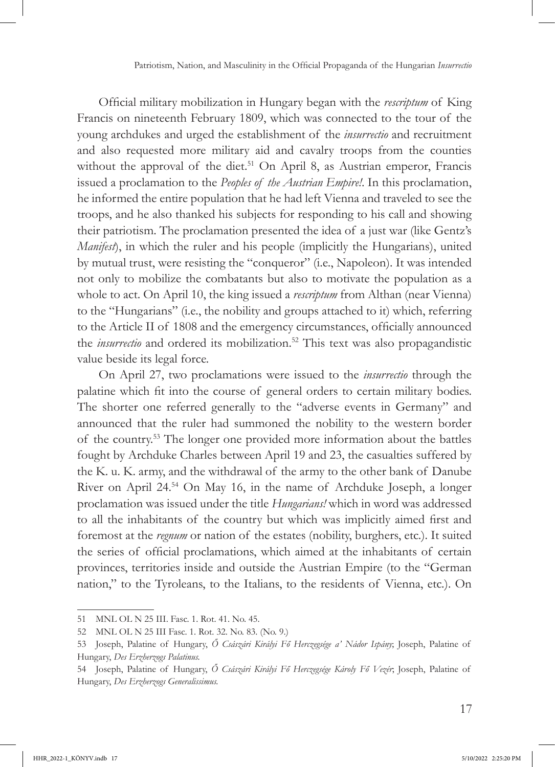Official military mobilization in Hungary began with the *rescriptum* of King Francis on nineteenth February 1809, which was connected to the tour of the young archdukes and urged the establishment of the *insurrectio* and recruitment and also requested more military aid and cavalry troops from the counties without the approval of the diet.[51] On April 8, as Austrian emperor, Francis issued a proclamation to the *Peoples of the Austrian Empire!*. In this proclamation, he informed the entire population that he had left Vienna and traveled to see the troops, and he also thanked his subjects for responding to his call and showing their patriotism. The proclamation presented the idea of a just war (like Gentz's *Manifest*), in which the ruler and his people (implicitly the Hungarians), united by mutual trust, were resisting the "conqueror" (i.e., Napoleon). It was intended not only to mobilize the combatants but also to motivate the population as a whole to act. On April 10, the king issued a *rescriptum* from Althan (near Vienna) to the "Hungarians" (i.e., the nobility and groups attached to it) which, referring to the Article II of 1808 and the emergency circumstances, officially announced the *insurrectio* and ordered its mobilization.[52] This text was also propagandistic value beside its legal force.

On April 27, two proclamations were issued to the *insurrectio* through the palatine which fit into the course of general orders to certain military bodies. The shorter one referred generally to the "adverse events in Germany" and announced that the ruler had summoned the nobility to the western border of the country.[53] The longer one provided more information about the battles fought by Archduke Charles between April 19 and 23, the casualties suffered by the K. u. K. army, and the withdrawal of the army to the other bank of Danube River on April 24.[54] On May 16, in the name of Archduke Joseph, a longer proclamation was issued under the title *Hungarians!* which in word was addressed to all the inhabitants of the country but which was implicitly aimed first and foremost at the *regnum* or nation of the estates (nobility, burghers, etc.). It suited the series of official proclamations, which aimed at the inhabitants of certain provinces, territories inside and outside the Austrian Empire (to the "German nation," to the Tyroleans, to the Italians, to the residents of Vienna, etc.). On

---

51 MNL OL N 25 III. Fasc. 1. Rot. 41. No. 45.

52 MNL OL N 25 III Fasc. 1. Rot. 32. No. 83. (No. 9.)

53 Joseph, Palatine of Hungary, *Ő Császári Királyi Fő Herczegsége a' Nádor Ispány*; Joseph, Palatine of Hungary, *Des Erzherzogs Palatinus.*

54 Joseph, Palatine of Hungary, *Ő Császári Királyi Fő Herczegsége Károly Fő Vezér*; Joseph, Palatine of Hungary, *Des Erzherzogs Generalissimus.*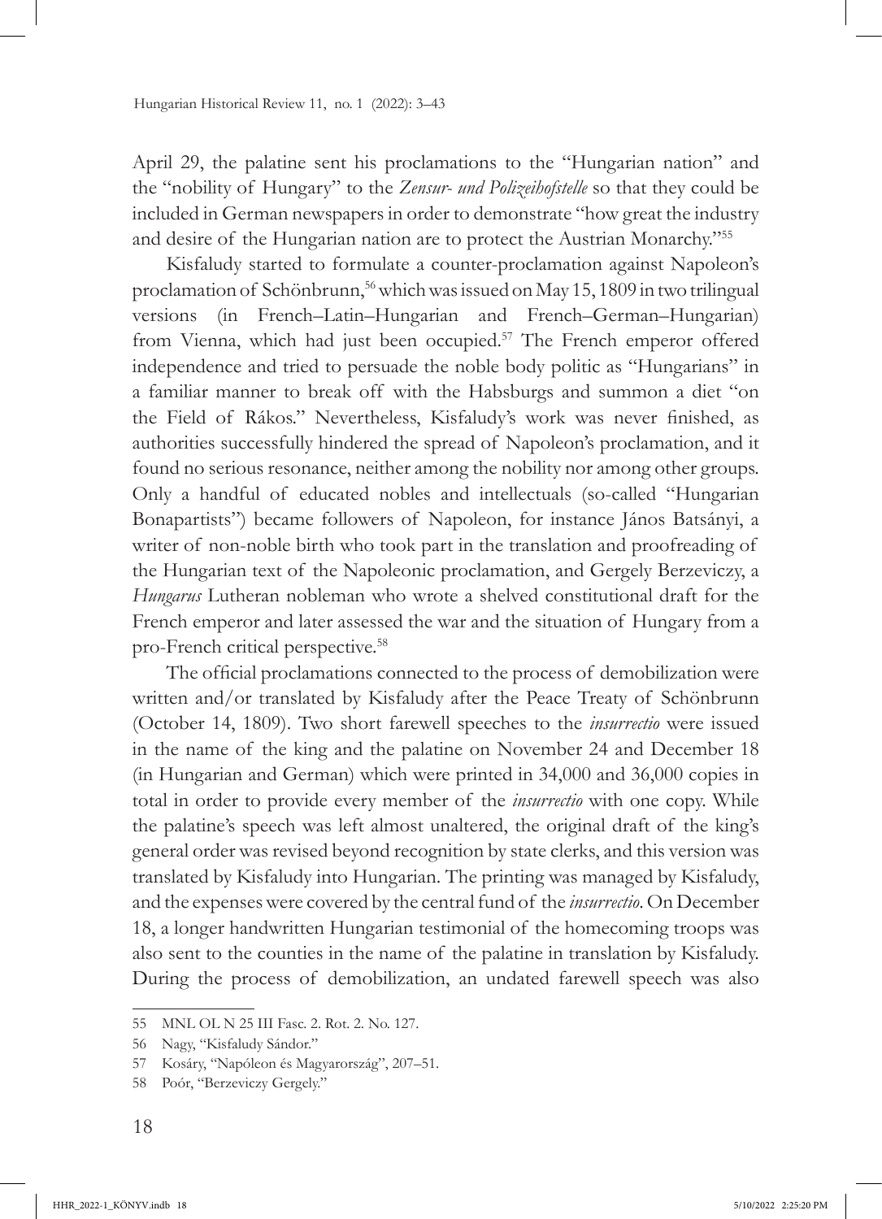April 29, the palatine sent his proclamations to the "Hungarian nation" and the "nobility of Hungary" to the *Zensur- und Polizeihofstelle* so that they could be included in German newspapers in order to demonstrate "how great the industry and desire of the Hungarian nation are to protect the Austrian Monarchy."[55]

Kisfaludy started to formulate a counter-proclamation against Napoleon's proclamation of Schönbrunn,[56] which was issued on May 15, 1809 in two trilingual versions (in French–Latin–Hungarian and French–German–Hungarian) from Vienna, which had just been occupied.[57] The French emperor offered independence and tried to persuade the noble body politic as "Hungarians" in a familiar manner to break off with the Habsburgs and summon a diet "on the Field of Rákos." Nevertheless, Kisfaludy's work was never finished, as authorities successfully hindered the spread of Napoleon's proclamation, and it found no serious resonance, neither among the nobility nor among other groups. Only a handful of educated nobles and intellectuals (so-called "Hungarian Bonapartists") became followers of Napoleon, for instance János Batsányi, a writer of non-noble birth who took part in the translation and proofreading of the Hungarian text of the Napoleonic proclamation, and Gergely Berzeviczy, a *Hungarus* Lutheran nobleman who wrote a shelved constitutional draft for the French emperor and later assessed the war and the situation of Hungary from a pro-French critical perspective.[58]

The official proclamations connected to the process of demobilization were written and/or translated by Kisfaludy after the Peace Treaty of Schönbrunn (October 14, 1809). Two short farewell speeches to the *insurrectio* were issued in the name of the king and the palatine on November 24 and December 18 (in Hungarian and German) which were printed in 34,000 and 36,000 copies in total in order to provide every member of the *insurrectio* with one copy. While the palatine's speech was left almost unaltered, the original draft of the king's general order was revised beyond recognition by state clerks, and this version was translated by Kisfaludy into Hungarian. The printing was managed by Kisfaludy, and the expenses were covered by the central fund of the *insurrectio*. On December 18, a longer handwritten Hungarian testimonial of the homecoming troops was also sent to the counties in the name of the palatine in translation by Kisfaludy. During the process of demobilization, an undated farewell speech was also

---

55 MNL OL N 25 III Fasc. 2. Rot. 2. No. 127.

56 Nagy, "Kisfaludy Sándor."

57 Kosáry, "Napóleon és Magyarország", 207–51.

58 Poór, "Berzeviczy Gergely."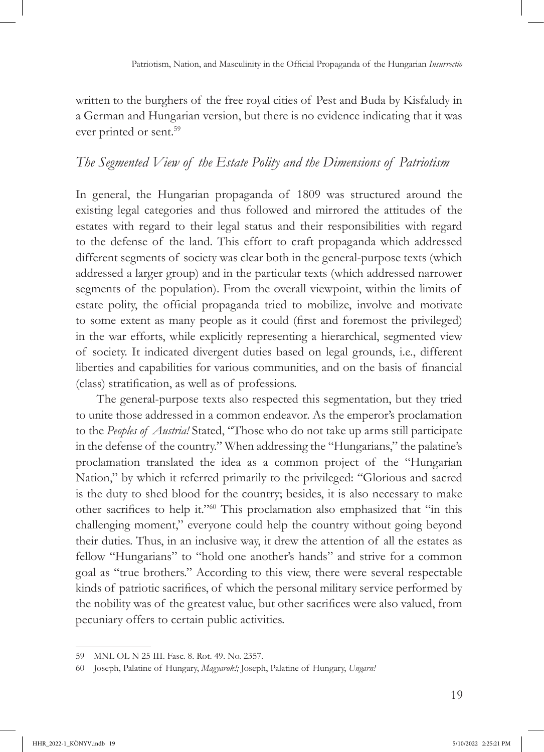written to the burghers of the free royal cities of Pest and Buda by Kisfaludy in a German and Hungarian version, but there is no evidence indicating that it was ever printed or sent.[59]

## *The Segmented View of the Estate Polity and the Dimensions of Patriotism*

In general, the Hungarian propaganda of 1809 was structured around the existing legal categories and thus followed and mirrored the attitudes of the estates with regard to their legal status and their responsibilities with regard to the defense of the land. This effort to craft propaganda which addressed different segments of society was clear both in the general-purpose texts (which addressed a larger group) and in the particular texts (which addressed narrower segments of the population). From the overall viewpoint, within the limits of estate polity, the official propaganda tried to mobilize, involve and motivate to some extent as many people as it could (first and foremost the privileged) in the war efforts, while explicitly representing a hierarchical, segmented view of society. It indicated divergent duties based on legal grounds, i.e., different liberties and capabilities for various communities, and on the basis of financial (class) stratification, as well as of professions.

The general-purpose texts also respected this segmentation, but they tried to unite those addressed in a common endeavor. As the emperor's proclamation to the *Peoples of Austria!* Stated, "Those who do not take up arms still participate in the defense of the country." When addressing the "Hungarians," the palatine's proclamation translated the idea as a common project of the "Hungarian Nation," by which it referred primarily to the privileged: "Glorious and sacred is the duty to shed blood for the country; besides, it is also necessary to make other sacrifices to help it."[60] This proclamation also emphasized that "in this challenging moment," everyone could help the country without going beyond their duties. Thus, in an inclusive way, it drew the attention of all the estates as fellow "Hungarians" to "hold one another's hands" and strive for a common goal as "true brothers." According to this view, there were several respectable kinds of patriotic sacrifices, of which the personal military service performed by the nobility was of the greatest value, but other sacrifices were also valued, from pecuniary offers to certain public activities.

---

59 MNL OL N 25 III. Fasc. 8. Rot. 49. No. 2357.

60 Joseph, Palatine of Hungary, *Magyarok!;* Joseph, Palatine of Hungary, *Ungarn!*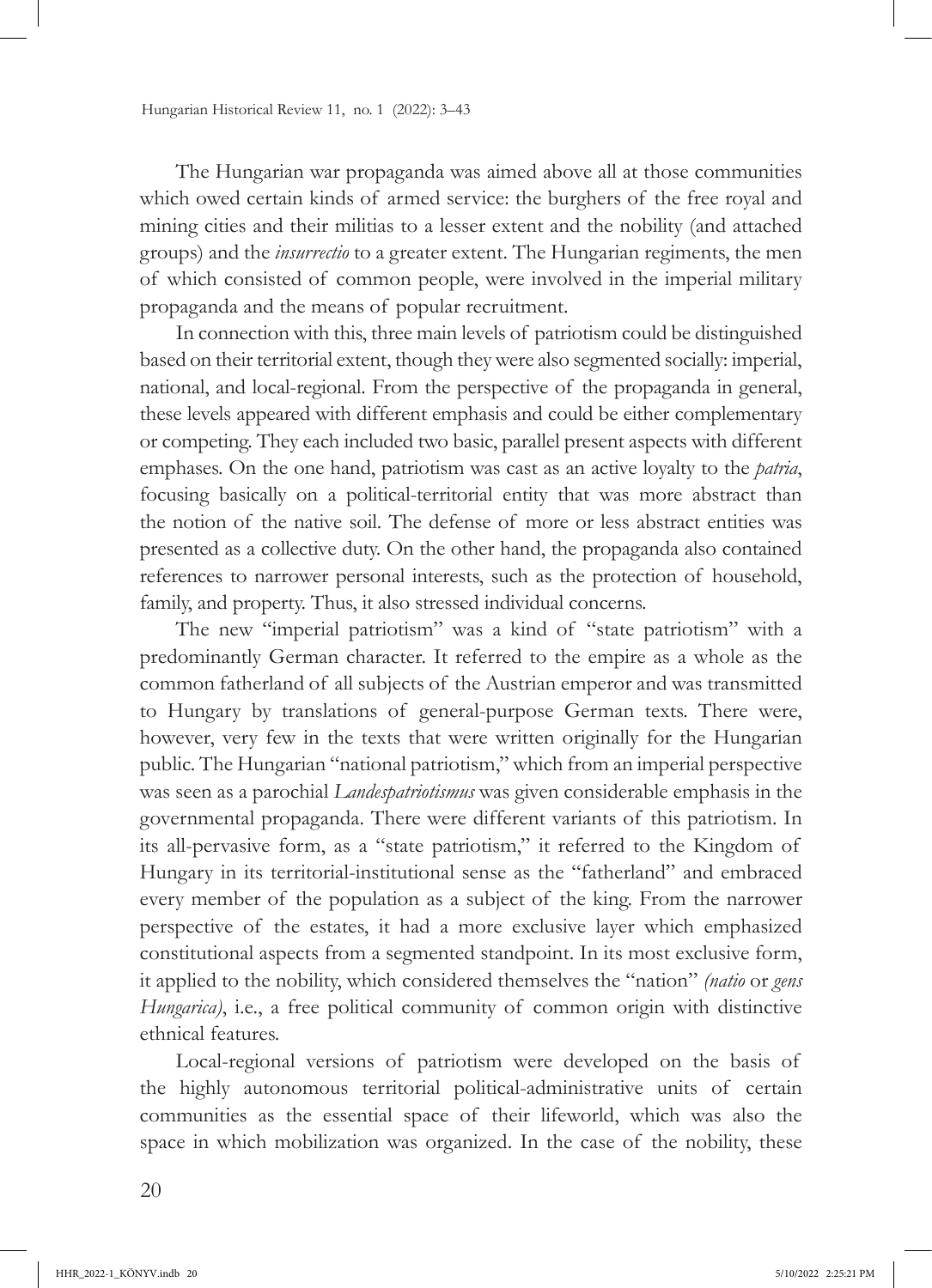The Hungarian war propaganda was aimed above all at those communities which owed certain kinds of armed service: the burghers of the free royal and mining cities and their militias to a lesser extent and the nobility (and attached groups) and the *insurrectio* to a greater extent. The Hungarian regiments, the men of which consisted of common people, were involved in the imperial military propaganda and the means of popular recruitment.

In connection with this, three main levels of patriotism could be distinguished based on their territorial extent, though they were also segmented socially: imperial, national, and local-regional. From the perspective of the propaganda in general, these levels appeared with different emphasis and could be either complementary or competing. They each included two basic, parallel present aspects with different emphases. On the one hand, patriotism was cast as an active loyalty to the *patria*, focusing basically on a political-territorial entity that was more abstract than the notion of the native soil. The defense of more or less abstract entities was presented as a collective duty. On the other hand, the propaganda also contained references to narrower personal interests, such as the protection of household, family, and property. Thus, it also stressed individual concerns.

The new "imperial patriotism" was a kind of "state patriotism" with a predominantly German character. It referred to the empire as a whole as the common fatherland of all subjects of the Austrian emperor and was transmitted to Hungary by translations of general-purpose German texts. There were, however, very few in the texts that were written originally for the Hungarian public. The Hungarian "national patriotism," which from an imperial perspective was seen as a parochial *Landespatriotismus* was given considerable emphasis in the governmental propaganda. There were different variants of this patriotism. In its all-pervasive form, as a "state patriotism," it referred to the Kingdom of Hungary in its territorial-institutional sense as the "fatherland" and embraced every member of the population as a subject of the king. From the narrower perspective of the estates, it had a more exclusive layer which emphasized constitutional aspects from a segmented standpoint. In its most exclusive form, it applied to the nobility, which considered themselves the "nation" *(natio* or *gens Hungarica)*, i.e., a free political community of common origin with distinctive ethnical features.

Local-regional versions of patriotism were developed on the basis of the highly autonomous territorial political-administrative units of certain communities as the essential space of their lifeworld, which was also the space in which mobilization was organized. In the case of the nobility, these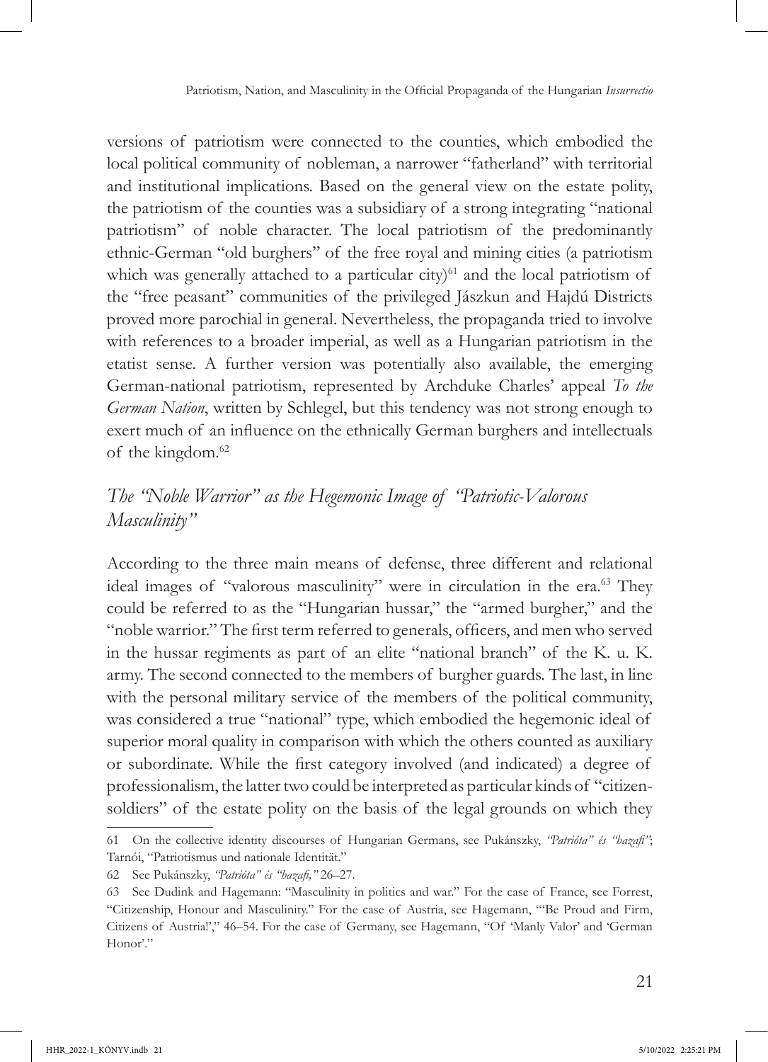versions of patriotism were connected to the counties, which embodied the local political community of nobleman, a narrower "fatherland" with territorial and institutional implications. Based on the general view on the estate polity, the patriotism of the counties was a subsidiary of a strong integrating "national patriotism" of noble character. The local patriotism of the predominantly ethnic-German "old burghers" of the free royal and mining cities (a patriotism which was generally attached to a particular city)[61] and the local patriotism of the "free peasant" communities of the privileged Jászkun and Hajdú Districts proved more parochial in general. Nevertheless, the propaganda tried to involve with references to a broader imperial, as well as a Hungarian patriotism in the etatist sense. A further version was potentially also available, the emerging German-national patriotism, represented by Archduke Charles' appeal *To the German Nation*, written by Schlegel, but this tendency was not strong enough to exert much of an influence on the ethnically German burghers and intellectuals of the kingdom.[62]

## *The "Noble Warrior" as the Hegemonic Image of "Patriotic-Valorous Masculinity"*

According to the three main means of defense, three different and relational ideal images of "valorous masculinity" were in circulation in the era.[63] They could be referred to as the "Hungarian hussar," the "armed burgher," and the "noble warrior." The first term referred to generals, officers, and men who served in the hussar regiments as part of an elite "national branch" of the K. u. K. army. The second connected to the members of burgher guards. The last, in line with the personal military service of the members of the political community, was considered a true "national" type, which embodied the hegemonic ideal of superior moral quality in comparison with which the others counted as auxiliary or subordinate. While the first category involved (and indicated) a degree of professionalism, the latter two could be interpreted as particular kinds of "citizen-soldiers" of the estate polity on the basis of the legal grounds on which they

---

61 On the collective identity discourses of Hungarian Germans, see Pukánszky, *"Patrióta" és "hazafi"*; Tarnói, "Patriotismus und nationale Identität."

62 See Pukánszky, *"Patrióta" és "hazafi,"* 26–27.

63 See Dudink and Hagemann: "Masculinity in politics and war." For the case of France, see Forrest, "Citizenship, Honour and Masculinity." For the case of Austria, see Hagemann, "'Be Proud and Firm, Citizens of Austria!'," 46–54. For the case of Germany, see Hagemann, "Of 'Manly Valor' and 'German Honor'."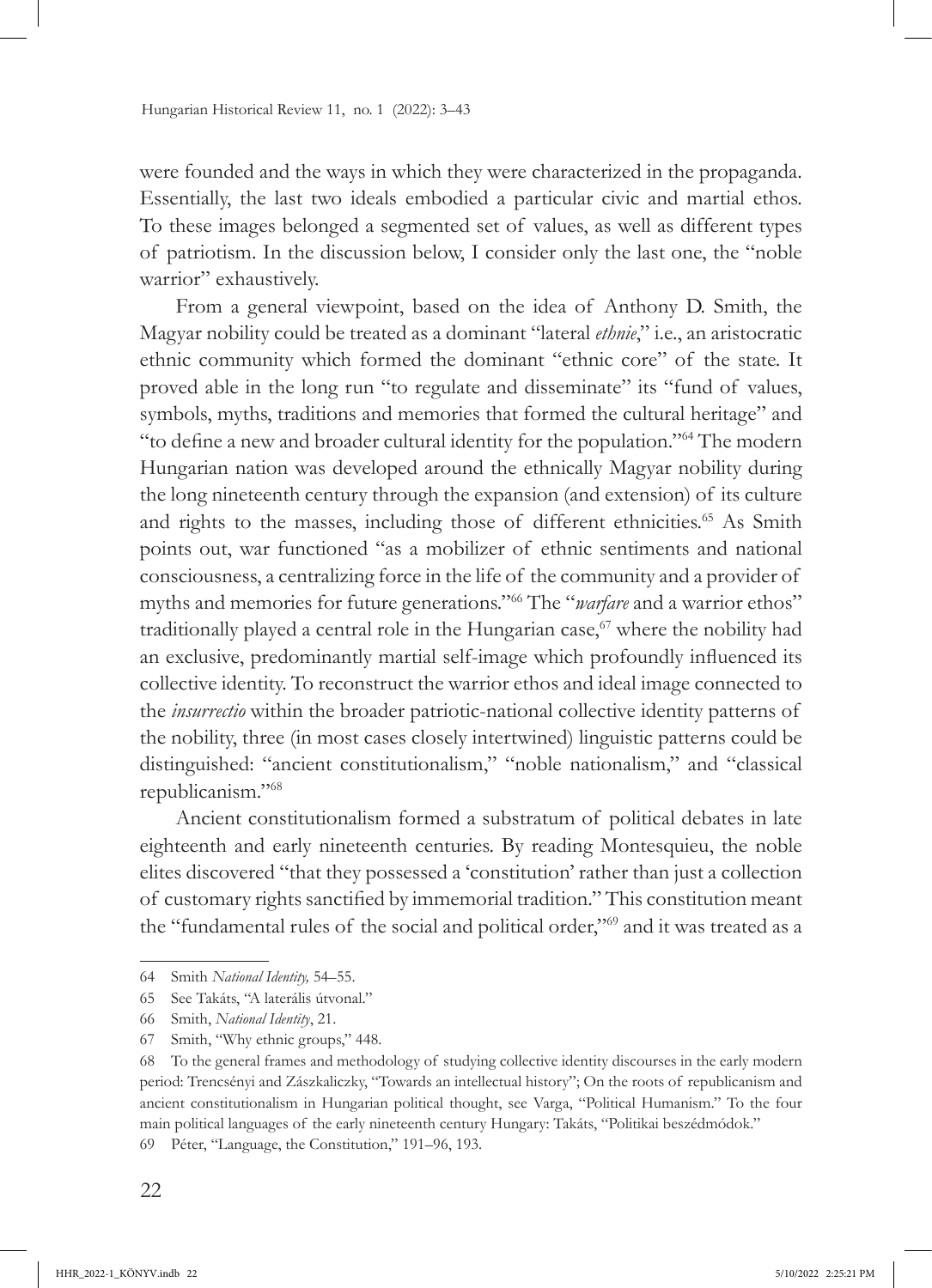were founded and the ways in which they were characterized in the propaganda. Essentially, the last two ideals embodied a particular civic and martial ethos. To these images belonged a segmented set of values, as well as different types of patriotism. In the discussion below, I consider only the last one, the "noble warrior" exhaustively.

From a general viewpoint, based on the idea of Anthony D. Smith, the Magyar nobility could be treated as a dominant "lateral *ethnie*," i.e., an aristocratic ethnic community which formed the dominant "ethnic core" of the state. It proved able in the long run "to regulate and disseminate" its "fund of values, symbols, myths, traditions and memories that formed the cultural heritage" and "to define a new and broader cultural identity for the population."[64] The modern Hungarian nation was developed around the ethnically Magyar nobility during the long nineteenth century through the expansion (and extension) of its culture and rights to the masses, including those of different ethnicities.[65] As Smith points out, war functioned "as a mobilizer of ethnic sentiments and national consciousness, a centralizing force in the life of the community and a provider of myths and memories for future generations."[66] The "*warfare* and a warrior ethos" traditionally played a central role in the Hungarian case,[67] where the nobility had an exclusive, predominantly martial self-image which profoundly influenced its collective identity. To reconstruct the warrior ethos and ideal image connected to the *insurrectio* within the broader patriotic-national collective identity patterns of the nobility, three (in most cases closely intertwined) linguistic patterns could be distinguished: "ancient constitutionalism," "noble nationalism," and "classical republicanism."[68]

Ancient constitutionalism formed a substratum of political debates in late eighteenth and early nineteenth centuries. By reading Montesquieu, the noble elites discovered "that they possessed a 'constitution' rather than just a collection of customary rights sanctified by immemorial tradition." This constitution meant the "fundamental rules of the social and political order,"[69] and it was treated as a

---

64 Smith *National Identity,* 54–55.

65 See Takáts, "A laterális útvonal."

66 Smith, *National Identity*, 21.

67 Smith, "Why ethnic groups," 448.

68 To the general frames and methodology of studying collective identity discourses in the early modern period: Trencsényi and Zászkaliczky, "Towards an intellectual history"; On the roots of republicanism and ancient constitutionalism in Hungarian political thought, see Varga, "Political Humanism." To the four main political languages of the early nineteenth century Hungary: Takáts, "Politikai beszédmódok."

69 Péter, "Language, the Constitution," 191–96, 193.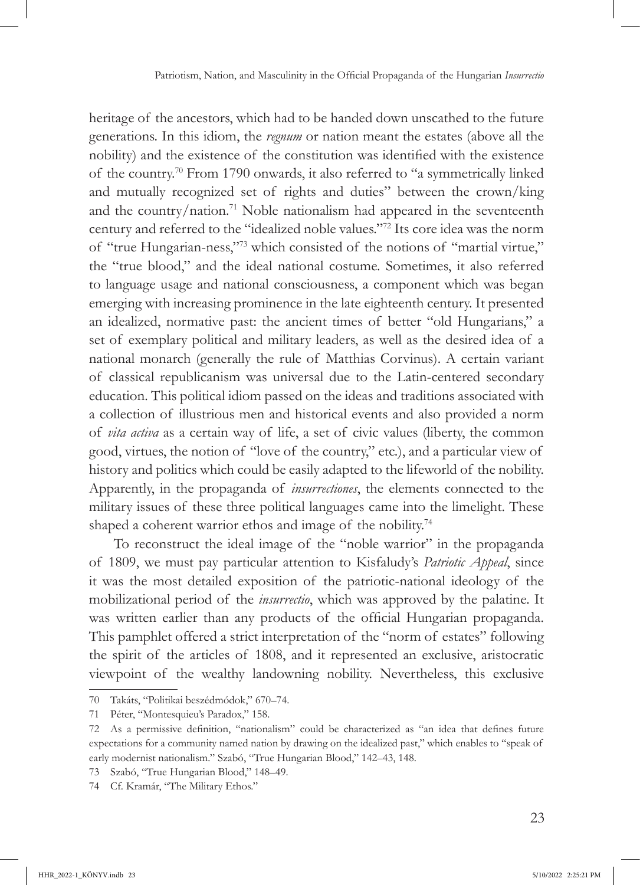heritage of the ancestors, which had to be handed down unscathed to the future generations. In this idiom, the *regnum* or nation meant the estates (above all the nobility) and the existence of the constitution was identified with the existence of the country.[70] From 1790 onwards, it also referred to "a symmetrically linked and mutually recognized set of rights and duties" between the crown/king and the country/nation.[71] Noble nationalism had appeared in the seventeenth century and referred to the "idealized noble values."[72] Its core idea was the norm of "true Hungarian-ness,"[73] which consisted of the notions of "martial virtue," the "true blood," and the ideal national costume. Sometimes, it also referred to language usage and national consciousness, a component which was began emerging with increasing prominence in the late eighteenth century. It presented an idealized, normative past: the ancient times of better "old Hungarians," a set of exemplary political and military leaders, as well as the desired idea of a national monarch (generally the rule of Matthias Corvinus). A certain variant of classical republicanism was universal due to the Latin-centered secondary education. This political idiom passed on the ideas and traditions associated with a collection of illustrious men and historical events and also provided a norm of *vita activa* as a certain way of life, a set of civic values (liberty, the common good, virtues, the notion of "love of the country," etc.), and a particular view of history and politics which could be easily adapted to the lifeworld of the nobility. Apparently, in the propaganda of *insurrectiones*, the elements connected to the military issues of these three political languages came into the limelight. These shaped a coherent warrior ethos and image of the nobility.[74]

To reconstruct the ideal image of the "noble warrior" in the propaganda of 1809, we must pay particular attention to Kisfaludy's *Patriotic Appeal*, since it was the most detailed exposition of the patriotic-national ideology of the mobilizational period of the *insurrectio*, which was approved by the palatine. It was written earlier than any products of the official Hungarian propaganda. This pamphlet offered a strict interpretation of the "norm of estates" following the spirit of the articles of 1808, and it represented an exclusive, aristocratic viewpoint of the wealthy landowning nobility. Nevertheless, this exclusive

---

70 Takáts, "Politikai beszédmódok," 670–74.

71 Péter, "Montesquieu's Paradox," 158.

72 As a permissive definition, "nationalism" could be characterized as "an idea that defines future expectations for a community named nation by drawing on the idealized past," which enables to "speak of early modernist nationalism." Szabó, "True Hungarian Blood," 142–43, 148.

73 Szabó, "True Hungarian Blood," 148–49.

74 Cf. Kramár, "The Military Ethos."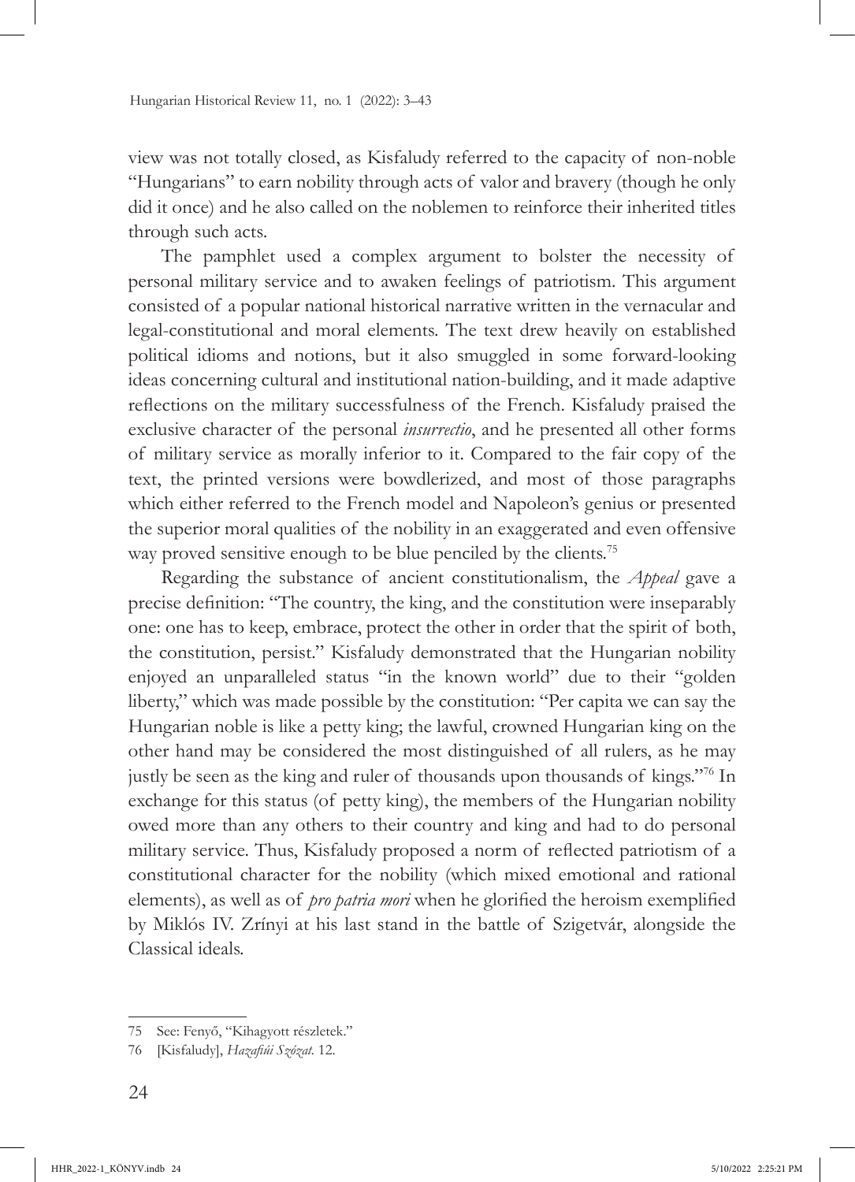view was not totally closed, as Kisfaludy referred to the capacity of non-noble "Hungarians" to earn nobility through acts of valor and bravery (though he only did it once) and he also called on the noblemen to reinforce their inherited titles through such acts.

The pamphlet used a complex argument to bolster the necessity of personal military service and to awaken feelings of patriotism. This argument consisted of a popular national historical narrative written in the vernacular and legal-constitutional and moral elements. The text drew heavily on established political idioms and notions, but it also smuggled in some forward-looking ideas concerning cultural and institutional nation-building, and it made adaptive reflections on the military successfulness of the French. Kisfaludy praised the exclusive character of the personal *insurrectio*, and he presented all other forms of military service as morally inferior to it. Compared to the fair copy of the text, the printed versions were bowdlerized, and most of those paragraphs which either referred to the French model and Napoleon's genius or presented the superior moral qualities of the nobility in an exaggerated and even offensive way proved sensitive enough to be blue penciled by the clients.[75]

Regarding the substance of ancient constitutionalism, the *Appeal* gave a precise definition: "The country, the king, and the constitution were inseparably one: one has to keep, embrace, protect the other in order that the spirit of both, the constitution, persist." Kisfaludy demonstrated that the Hungarian nobility enjoyed an unparalleled status "in the known world" due to their "golden liberty," which was made possible by the constitution: "Per capita we can say the Hungarian noble is like a petty king; the lawful, crowned Hungarian king on the other hand may be considered the most distinguished of all rulers, as he may justly be seen as the king and ruler of thousands upon thousands of kings."[76] In exchange for this status (of petty king), the members of the Hungarian nobility owed more than any others to their country and king and had to do personal military service. Thus, Kisfaludy proposed a norm of reflected patriotism of a constitutional character for the nobility (which mixed emotional and rational elements), as well as of *pro patria mori* when he glorified the heroism exemplified by Miklós IV. Zrínyi at his last stand in the battle of Szigetvár, alongside the Classical ideals.

---

75 See: Fenyő, "Kihagyott részletek."

76 [Kisfaludy], *Hazafiúi Szózat*. 12.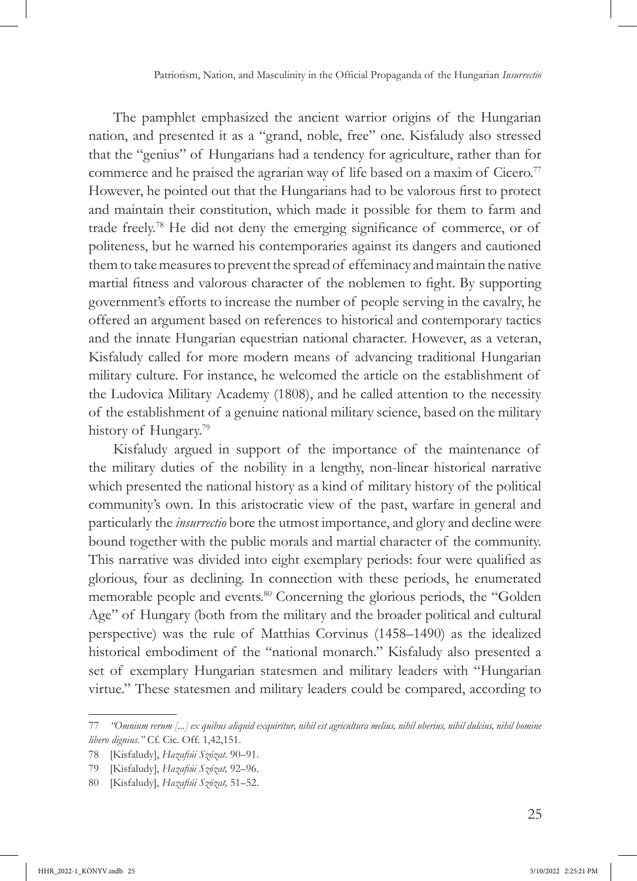The pamphlet emphasized the ancient warrior origins of the Hungarian nation, and presented it as a "grand, noble, free" one. Kisfaludy also stressed that the "genius" of Hungarians had a tendency for agriculture, rather than for commerce and he praised the agrarian way of life based on a maxim of Cicero.[77] However, he pointed out that the Hungarians had to be valorous first to protect and maintain their constitution, which made it possible for them to farm and trade freely.[78] He did not deny the emerging significance of commerce, or of politeness, but he warned his contemporaries against its dangers and cautioned them to take measures to prevent the spread of effeminacy and maintain the native martial fitness and valorous character of the noblemen to fight. By supporting government's efforts to increase the number of people serving in the cavalry, he offered an argument based on references to historical and contemporary tactics and the innate Hungarian equestrian national character. However, as a veteran, Kisfaludy called for more modern means of advancing traditional Hungarian military culture. For instance, he welcomed the article on the establishment of the Ludovica Military Academy (1808), and he called attention to the necessity of the establishment of a genuine national military science, based on the military history of Hungary.[79]

Kisfaludy argued in support of the importance of the maintenance of the military duties of the nobility in a lengthy, non-linear historical narrative which presented the national history as a kind of military history of the political community's own. In this aristocratic view of the past, warfare in general and particularly the *insurrectio* bore the utmost importance, and glory and decline were bound together with the public morals and martial character of the community. This narrative was divided into eight exemplary periods: four were qualified as glorious, four as declining. In connection with these periods, he enumerated memorable people and events.[80] Concerning the glorious periods, the "Golden Age" of Hungary (both from the military and the broader political and cultural perspective) was the rule of Matthias Corvinus (1458–1490) as the idealized historical embodiment of the "national monarch." Kisfaludy also presented a set of exemplary Hungarian statesmen and military leaders with "Hungarian virtue." These statesmen and military leaders could be compared, according to

---

77 *"Omnium rerum [...] ex quibus aliquid exquiritur, nihil est agricultura melius, nihil uberius, nihil dulcius, nihil homine libero dignius."* Cf. Cic. Off. 1,42,151.

78 [Kisfaludy], *Hazafiúi Szózat.* 90–91.

79 [Kisfaludy], *Hazafiúi Szózat,* 92–96.

80 [Kisfaludy], *Hazafiúi Szózat,* 51–52.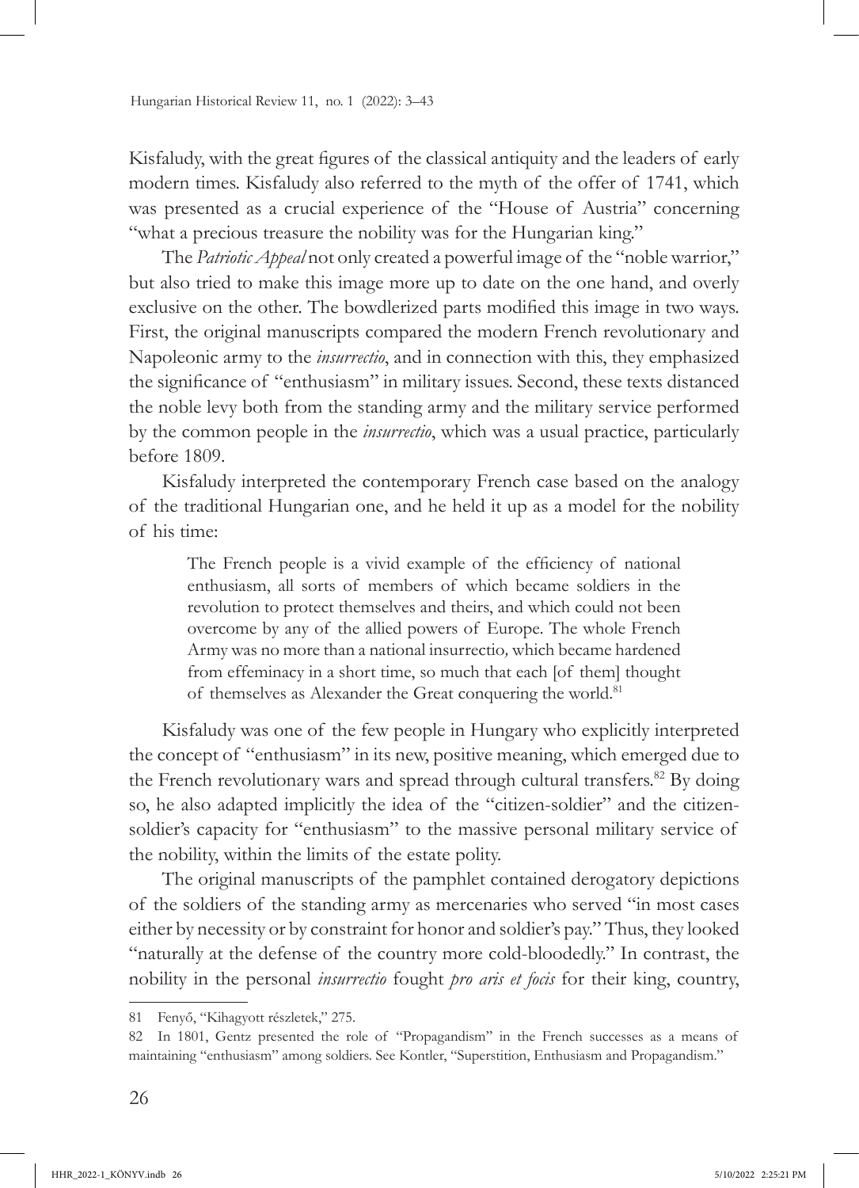Kisfaludy, with the great figures of the classical antiquity and the leaders of early modern times. Kisfaludy also referred to the myth of the offer of 1741, which was presented as a crucial experience of the "House of Austria" concerning "what a precious treasure the nobility was for the Hungarian king."

The *Patriotic Appeal* not only created a powerful image of the "noble warrior," but also tried to make this image more up to date on the one hand, and overly exclusive on the other. The bowdlerized parts modified this image in two ways. First, the original manuscripts compared the modern French revolutionary and Napoleonic army to the *insurrectio*, and in connection with this, they emphasized the significance of "enthusiasm" in military issues. Second, these texts distanced the noble levy both from the standing army and the military service performed by the common people in the *insurrectio*, which was a usual practice, particularly before 1809.

Kisfaludy interpreted the contemporary French case based on the analogy of the traditional Hungarian one, and he held it up as a model for the nobility of his time:

> The French people is a vivid example of the efficiency of national enthusiasm, all sorts of members of which became soldiers in the revolution to protect themselves and theirs, and which could not been overcome by any of the allied powers of Europe. The whole French Army was no more than a national insurrectio*,* which became hardened from effeminacy in a short time, so much that each [of them] thought of themselves as Alexander the Great conquering the world.[81]

Kisfaludy was one of the few people in Hungary who explicitly interpreted the concept of "enthusiasm" in its new, positive meaning, which emerged due to the French revolutionary wars and spread through cultural transfers.[82] By doing so, he also adapted implicitly the idea of the "citizen-soldier" and the citizen-soldier's capacity for "enthusiasm" to the massive personal military service of the nobility, within the limits of the estate polity.

The original manuscripts of the pamphlet contained derogatory depictions of the soldiers of the standing army as mercenaries who served "in most cases either by necessity or by constraint for honor and soldier's pay." Thus, they looked "naturally at the defense of the country more cold-bloodedly." In contrast, the nobility in the personal *insurrectio* fought *pro aris et focis* for their king, country,

---

81 Fenyő, "Kihagyott részletek," 275.

82 In 1801, Gentz presented the role of "Propagandism" in the French successes as a means of maintaining "enthusiasm" among soldiers. See Kontler, "Superstition, Enthusiasm and Propagandism."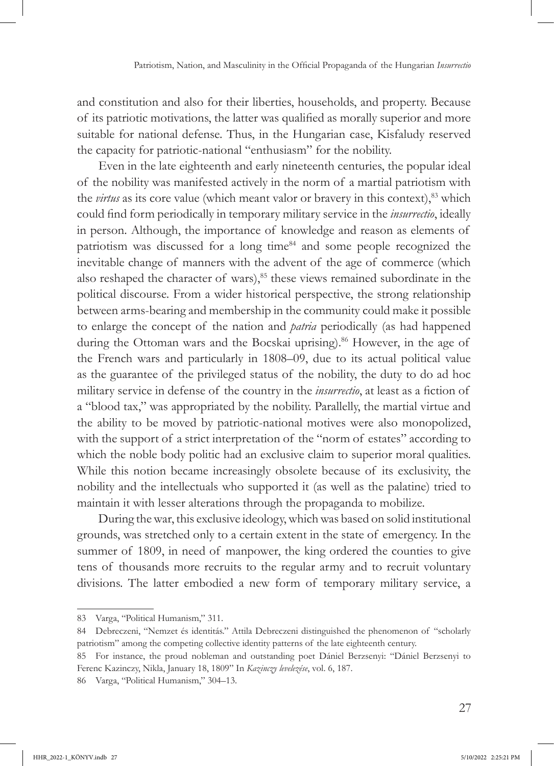and constitution and also for their liberties, households, and property. Because of its patriotic motivations, the latter was qualified as morally superior and more suitable for national defense. Thus, in the Hungarian case, Kisfaludy reserved the capacity for patriotic-national "enthusiasm" for the nobility.

Even in the late eighteenth and early nineteenth centuries, the popular ideal of the nobility was manifested actively in the norm of a martial patriotism with the *virtus* as its core value (which meant valor or bravery in this context),[83] which could find form periodically in temporary military service in the *insurrectio*, ideally in person. Although, the importance of knowledge and reason as elements of patriotism was discussed for a long time[84] and some people recognized the inevitable change of manners with the advent of the age of commerce (which also reshaped the character of wars),[85] these views remained subordinate in the political discourse. From a wider historical perspective, the strong relationship between arms-bearing and membership in the community could make it possible to enlarge the concept of the nation and *patria* periodically (as had happened during the Ottoman wars and the Bocskai uprising).[86] However, in the age of the French wars and particularly in 1808–09, due to its actual political value as the guarantee of the privileged status of the nobility, the duty to do ad hoc military service in defense of the country in the *insurrectio*, at least as a fiction of a "blood tax," was appropriated by the nobility. Parallelly, the martial virtue and the ability to be moved by patriotic-national motives were also monopolized, with the support of a strict interpretation of the "norm of estates" according to which the noble body politic had an exclusive claim to superior moral qualities. While this notion became increasingly obsolete because of its exclusivity, the nobility and the intellectuals who supported it (as well as the palatine) tried to maintain it with lesser alterations through the propaganda to mobilize.

During the war, this exclusive ideology, which was based on solid institutional grounds, was stretched only to a certain extent in the state of emergency. In the summer of 1809, in need of manpower, the king ordered the counties to give tens of thousands more recruits to the regular army and to recruit voluntary divisions. The latter embodied a new form of temporary military service, a

---

83 Varga, "Political Humanism," 311.

84 Debreczeni, "Nemzet és identitás." Attila Debreczeni distinguished the phenomenon of "scholarly patriotism" among the competing collective identity patterns of the late eighteenth century.

85 For instance, the proud nobleman and outstanding poet Dániel Berzsenyi: "Dániel Berzsenyi to Ferenc Kazinczy, Nikla, January 18, 1809" In *Kazinczy levelezése*, vol. 6, 187.

86 Varga, "Political Humanism," 304–13.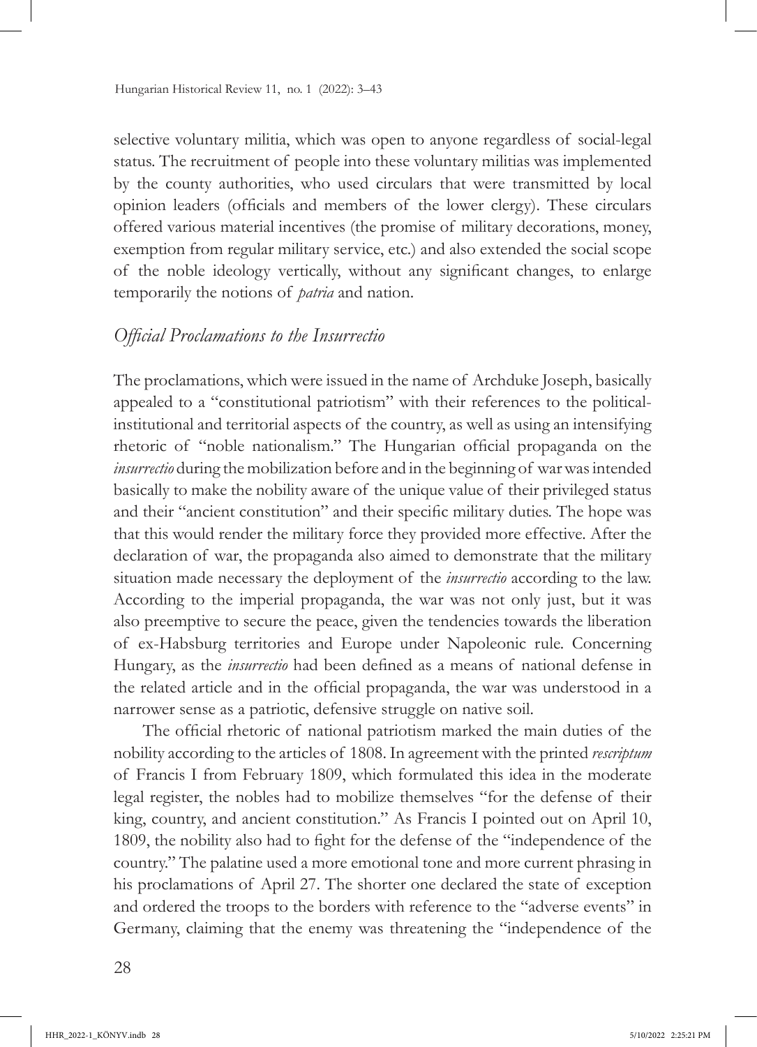selective voluntary militia, which was open to anyone regardless of social-legal status. The recruitment of people into these voluntary militias was implemented by the county authorities, who used circulars that were transmitted by local opinion leaders (officials and members of the lower clergy). These circulars offered various material incentives (the promise of military decorations, money, exemption from regular military service, etc.) and also extended the social scope of the noble ideology vertically, without any significant changes, to enlarge temporarily the notions of *patria* and nation.

## *Official Proclamations to the Insurrectio*

The proclamations, which were issued in the name of Archduke Joseph, basically appealed to a "constitutional patriotism" with their references to the political-institutional and territorial aspects of the country, as well as using an intensifying rhetoric of "noble nationalism." The Hungarian official propaganda on the *insurrectio* during the mobilization before and in the beginning of war was intended basically to make the nobility aware of the unique value of their privileged status and their "ancient constitution" and their specific military duties. The hope was that this would render the military force they provided more effective. After the declaration of war, the propaganda also aimed to demonstrate that the military situation made necessary the deployment of the *insurrectio* according to the law. According to the imperial propaganda, the war was not only just, but it was also preemptive to secure the peace, given the tendencies towards the liberation of ex-Habsburg territories and Europe under Napoleonic rule. Concerning Hungary, as the *insurrectio* had been defined as a means of national defense in the related article and in the official propaganda, the war was understood in a narrower sense as a patriotic, defensive struggle on native soil.

The official rhetoric of national patriotism marked the main duties of the nobility according to the articles of 1808. In agreement with the printed *rescriptum* of Francis I from February 1809, which formulated this idea in the moderate legal register, the nobles had to mobilize themselves "for the defense of their king, country, and ancient constitution." As Francis I pointed out on April 10, 1809, the nobility also had to fight for the defense of the "independence of the country." The palatine used a more emotional tone and more current phrasing in his proclamations of April 27. The shorter one declared the state of exception and ordered the troops to the borders with reference to the "adverse events" in Germany, claiming that the enemy was threatening the "independence of the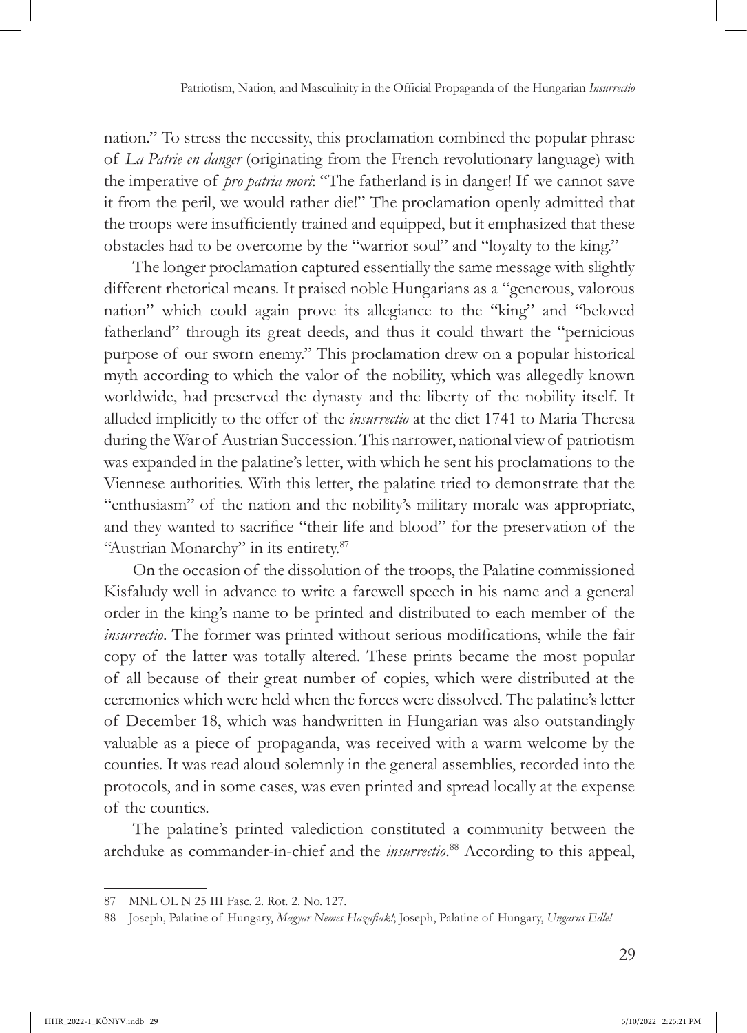nation." To stress the necessity, this proclamation combined the popular phrase of *La Patrie en danger* (originating from the French revolutionary language) with the imperative of *pro patria mori*: "The fatherland is in danger! If we cannot save it from the peril, we would rather die!" The proclamation openly admitted that the troops were insufficiently trained and equipped, but it emphasized that these obstacles had to be overcome by the "warrior soul" and "loyalty to the king."

The longer proclamation captured essentially the same message with slightly different rhetorical means. It praised noble Hungarians as a "generous, valorous nation" which could again prove its allegiance to the "king" and "beloved fatherland" through its great deeds, and thus it could thwart the "pernicious purpose of our sworn enemy." This proclamation drew on a popular historical myth according to which the valor of the nobility, which was allegedly known worldwide, had preserved the dynasty and the liberty of the nobility itself. It alluded implicitly to the offer of the *insurrectio* at the diet 1741 to Maria Theresa during the War of Austrian Succession. This narrower, national view of patriotism was expanded in the palatine's letter, with which he sent his proclamations to the Viennese authorities. With this letter, the palatine tried to demonstrate that the "enthusiasm" of the nation and the nobility's military morale was appropriate, and they wanted to sacrifice "their life and blood" for the preservation of the "Austrian Monarchy" in its entirety.[87]

On the occasion of the dissolution of the troops, the Palatine commissioned Kisfaludy well in advance to write a farewell speech in his name and a general order in the king's name to be printed and distributed to each member of the *insurrectio*. The former was printed without serious modifications, while the fair copy of the latter was totally altered. These prints became the most popular of all because of their great number of copies, which were distributed at the ceremonies which were held when the forces were dissolved. The palatine's letter of December 18, which was handwritten in Hungarian was also outstandingly valuable as a piece of propaganda, was received with a warm welcome by the counties. It was read aloud solemnly in the general assemblies, recorded into the protocols, and in some cases, was even printed and spread locally at the expense of the counties.

The palatine's printed valediction constituted a community between the archduke as commander-in-chief and the *insurrectio*.[88] According to this appeal,

---

87 MNL OL N 25 III Fasc. 2. Rot. 2. No. 127.

88 Joseph, Palatine of Hungary, *Magyar Nemes Hazafiak!*; Joseph, Palatine of Hungary, *Ungarns Edle!*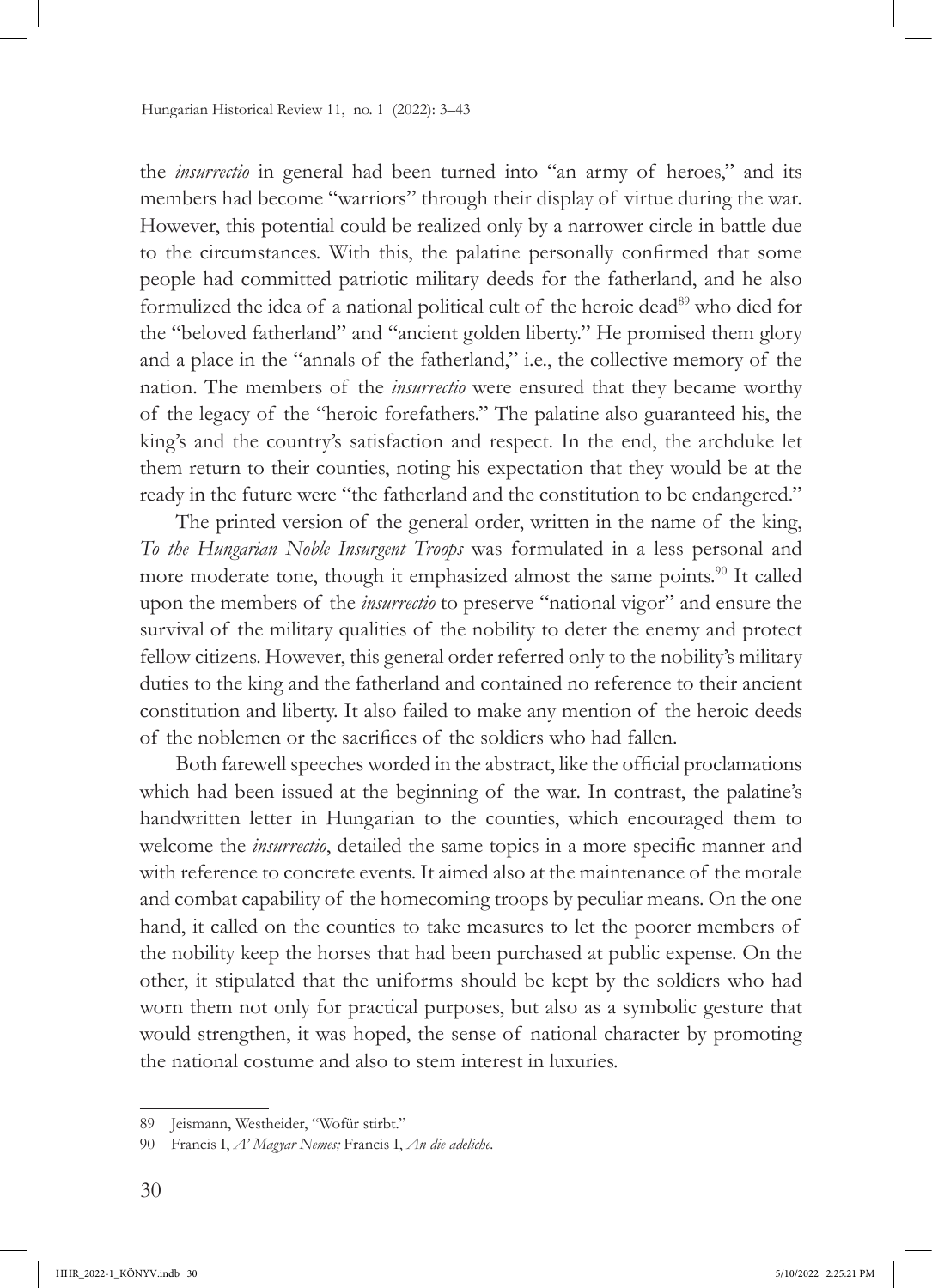the *insurrectio* in general had been turned into "an army of heroes," and its members had become "warriors" through their display of virtue during the war. However, this potential could be realized only by a narrower circle in battle due to the circumstances. With this, the palatine personally confirmed that some people had committed patriotic military deeds for the fatherland, and he also formulized the idea of a national political cult of the heroic dead[89] who died for the "beloved fatherland" and "ancient golden liberty." He promised them glory and a place in the "annals of the fatherland," i.e., the collective memory of the nation. The members of the *insurrectio* were ensured that they became worthy of the legacy of the "heroic forefathers." The palatine also guaranteed his, the king's and the country's satisfaction and respect. In the end, the archduke let them return to their counties, noting his expectation that they would be at the ready in the future were "the fatherland and the constitution to be endangered."

The printed version of the general order, written in the name of the king, *To the Hungarian Noble Insurgent Troops* was formulated in a less personal and more moderate tone, though it emphasized almost the same points.[90] It called upon the members of the *insurrectio* to preserve "national vigor" and ensure the survival of the military qualities of the nobility to deter the enemy and protect fellow citizens. However, this general order referred only to the nobility's military duties to the king and the fatherland and contained no reference to their ancient constitution and liberty. It also failed to make any mention of the heroic deeds of the noblemen or the sacrifices of the soldiers who had fallen.

Both farewell speeches worded in the abstract, like the official proclamations which had been issued at the beginning of the war. In contrast, the palatine's handwritten letter in Hungarian to the counties, which encouraged them to welcome the *insurrectio*, detailed the same topics in a more specific manner and with reference to concrete events. It aimed also at the maintenance of the morale and combat capability of the homecoming troops by peculiar means. On the one hand, it called on the counties to take measures to let the poorer members of the nobility keep the horses that had been purchased at public expense. On the other, it stipulated that the uniforms should be kept by the soldiers who had worn them not only for practical purposes, but also as a symbolic gesture that would strengthen, it was hoped, the sense of national character by promoting the national costume and also to stem interest in luxuries.

---

89 Jeismann, Westheider, "Wofür stirbt."

90 Francis I, *A' Magyar Nemes;* Francis I, *An die adeliche.*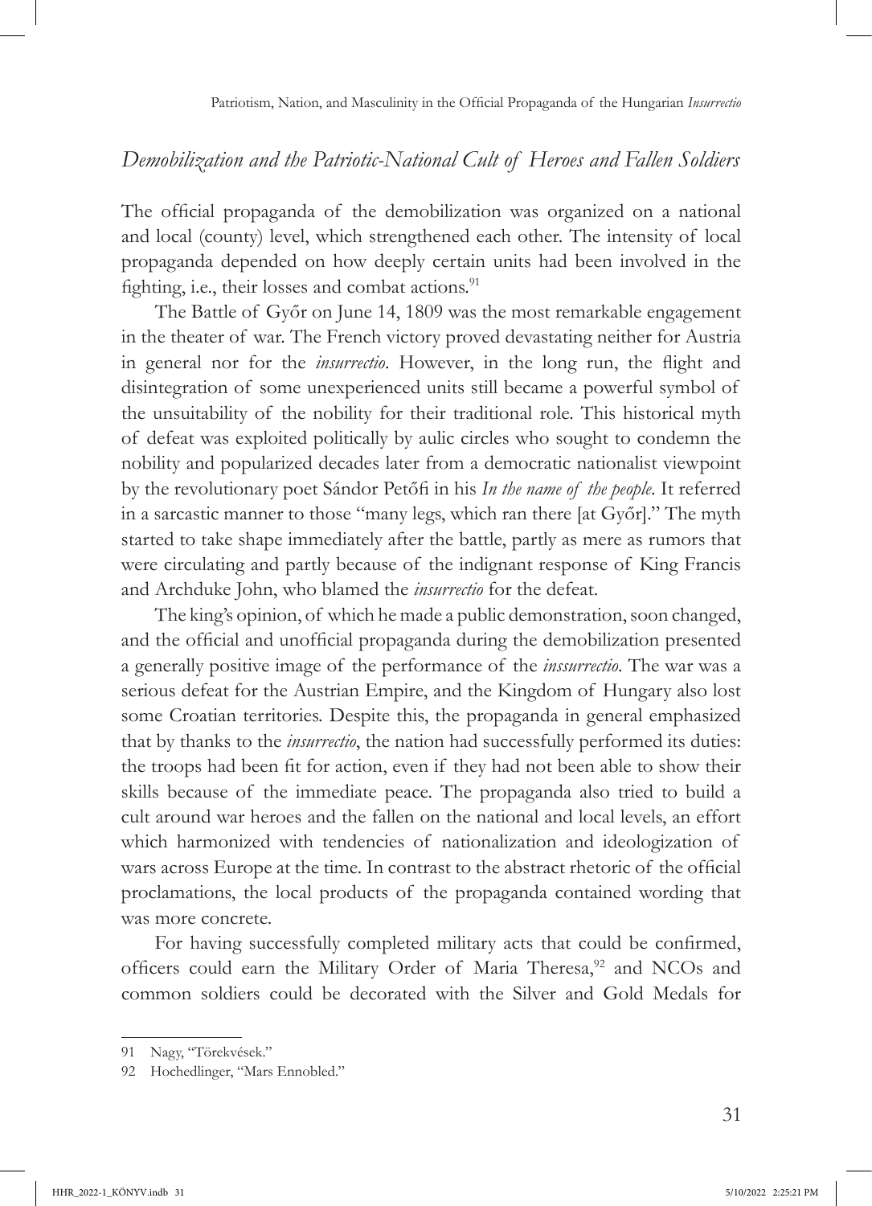## *Demobilization and the Patriotic-National Cult of Heroes and Fallen Soldiers*

The official propaganda of the demobilization was organized on a national and local (county) level, which strengthened each other. The intensity of local propaganda depended on how deeply certain units had been involved in the fighting, i.e., their losses and combat actions.[91]

The Battle of Győr on June 14, 1809 was the most remarkable engagement in the theater of war. The French victory proved devastating neither for Austria in general nor for the *insurrectio*. However, in the long run, the flight and disintegration of some unexperienced units still became a powerful symbol of the unsuitability of the nobility for their traditional role. This historical myth of defeat was exploited politically by aulic circles who sought to condemn the nobility and popularized decades later from a democratic nationalist viewpoint by the revolutionary poet Sándor Petőfi in his *In the name of the people*. It referred in a sarcastic manner to those "many legs, which ran there [at Győr]." The myth started to take shape immediately after the battle, partly as mere as rumors that were circulating and partly because of the indignant response of King Francis and Archduke John, who blamed the *insurrectio* for the defeat.

The king's opinion, of which he made a public demonstration, soon changed, and the official and unofficial propaganda during the demobilization presented a generally positive image of the performance of the *inssurrectio*. The war was a serious defeat for the Austrian Empire, and the Kingdom of Hungary also lost some Croatian territories. Despite this, the propaganda in general emphasized that by thanks to the *insurrectio*, the nation had successfully performed its duties: the troops had been fit for action, even if they had not been able to show their skills because of the immediate peace. The propaganda also tried to build a cult around war heroes and the fallen on the national and local levels, an effort which harmonized with tendencies of nationalization and ideologization of wars across Europe at the time. In contrast to the abstract rhetoric of the official proclamations, the local products of the propaganda contained wording that was more concrete.

For having successfully completed military acts that could be confirmed, officers could earn the Military Order of Maria Theresa,[92] and NCOs and common soldiers could be decorated with the Silver and Gold Medals for

---

91 Nagy, "Törekvések."

92 Hochedlinger, "Mars Ennobled."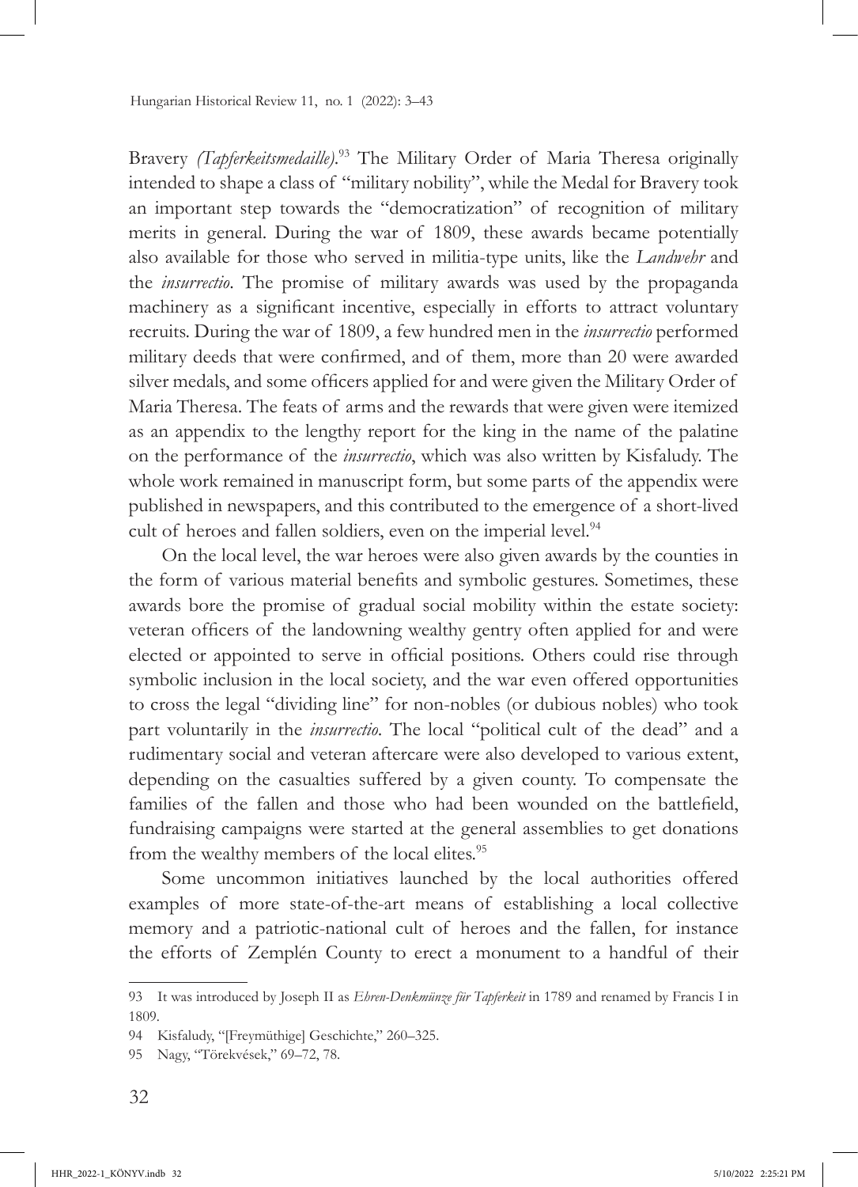Bravery *(Tapferkeitsmedaille)*.[93] The Military Order of Maria Theresa originally intended to shape a class of "military nobility", while the Medal for Bravery took an important step towards the "democratization" of recognition of military merits in general. During the war of 1809, these awards became potentially also available for those who served in militia-type units, like the *Landwehr* and the *insurrectio*. The promise of military awards was used by the propaganda machinery as a significant incentive, especially in efforts to attract voluntary recruits. During the war of 1809, a few hundred men in the *insurrectio* performed military deeds that were confirmed, and of them, more than 20 were awarded silver medals, and some officers applied for and were given the Military Order of Maria Theresa. The feats of arms and the rewards that were given were itemized as an appendix to the lengthy report for the king in the name of the palatine on the performance of the *insurrectio*, which was also written by Kisfaludy. The whole work remained in manuscript form, but some parts of the appendix were published in newspapers, and this contributed to the emergence of a short-lived cult of heroes and fallen soldiers, even on the imperial level.[94]

On the local level, the war heroes were also given awards by the counties in the form of various material benefits and symbolic gestures. Sometimes, these awards bore the promise of gradual social mobility within the estate society: veteran officers of the landowning wealthy gentry often applied for and were elected or appointed to serve in official positions. Others could rise through symbolic inclusion in the local society, and the war even offered opportunities to cross the legal "dividing line" for non-nobles (or dubious nobles) who took part voluntarily in the *insurrectio*. The local "political cult of the dead" and a rudimentary social and veteran aftercare were also developed to various extent, depending on the casualties suffered by a given county. To compensate the families of the fallen and those who had been wounded on the battlefield, fundraising campaigns were started at the general assemblies to get donations from the wealthy members of the local elites.[95]

Some uncommon initiatives launched by the local authorities offered examples of more state-of-the-art means of establishing a local collective memory and a patriotic-national cult of heroes and the fallen, for instance the efforts of Zemplén County to erect a monument to a handful of their

---

93 It was introduced by Joseph II as *Ehren-Denkmünze für Tapferkeit* in 1789 and renamed by Francis I in 1809.

94 Kisfaludy, "[Freymüthige] Geschichte," 260–325.

95 Nagy, "Törekvések," 69–72, 78.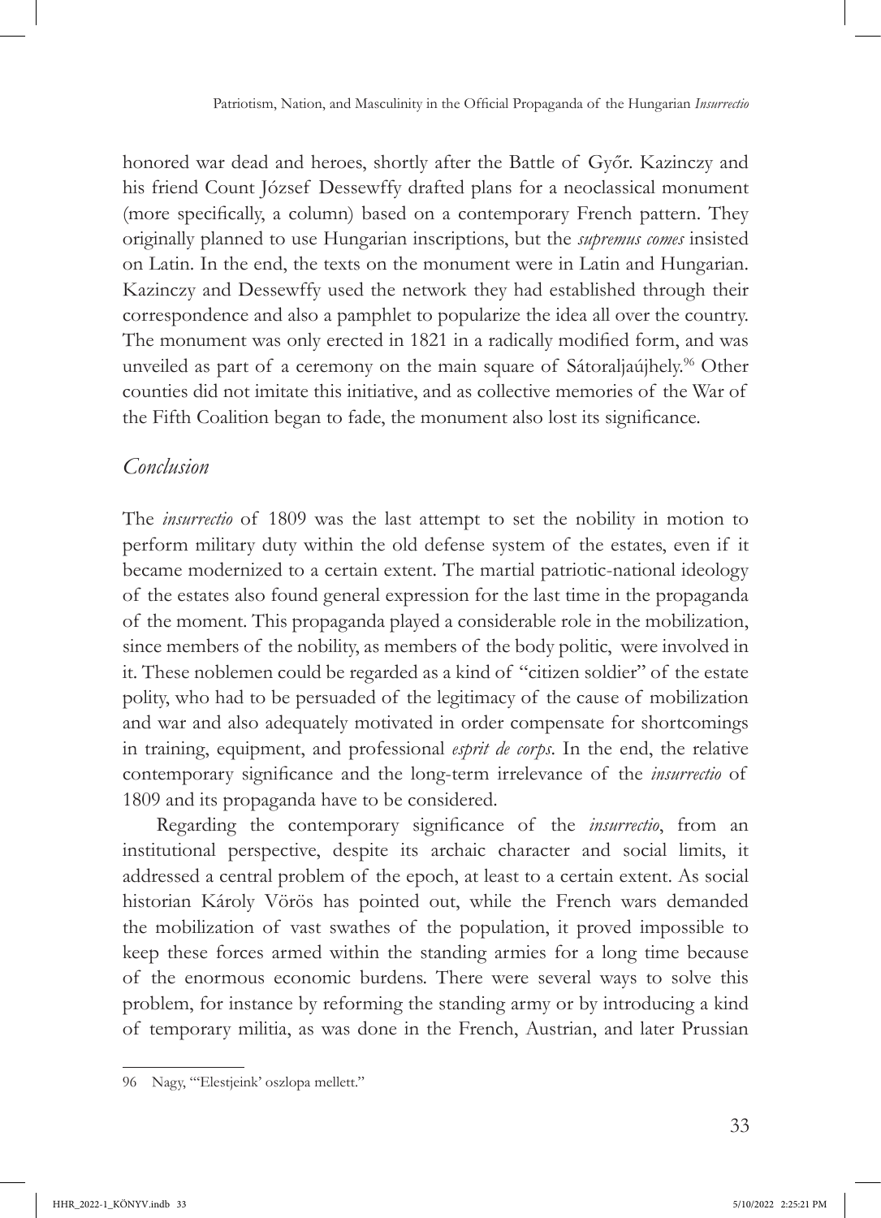honored war dead and heroes, shortly after the Battle of Győr. Kazinczy and his friend Count József Dessewffy drafted plans for a neoclassical monument (more specifically, a column) based on a contemporary French pattern. They originally planned to use Hungarian inscriptions, but the *supremus comes* insisted on Latin. In the end, the texts on the monument were in Latin and Hungarian. Kazinczy and Dessewffy used the network they had established through their correspondence and also a pamphlet to popularize the idea all over the country. The monument was only erected in 1821 in a radically modified form, and was unveiled as part of a ceremony on the main square of Sátoraljaújhely.[96] Other counties did not imitate this initiative, and as collective memories of the War of the Fifth Coalition began to fade, the monument also lost its significance.

## *Conclusion*

The *insurrectio* of 1809 was the last attempt to set the nobility in motion to perform military duty within the old defense system of the estates, even if it became modernized to a certain extent. The martial patriotic-national ideology of the estates also found general expression for the last time in the propaganda of the moment. This propaganda played a considerable role in the mobilization, since members of the nobility, as members of the body politic, were involved in it. These noblemen could be regarded as a kind of "citizen soldier" of the estate polity, who had to be persuaded of the legitimacy of the cause of mobilization and war and also adequately motivated in order compensate for shortcomings in training, equipment, and professional *esprit de corps*. In the end, the relative contemporary significance and the long-term irrelevance of the *insurrectio* of 1809 and its propaganda have to be considered.

Regarding the contemporary significance of the *insurrectio*, from an institutional perspective, despite its archaic character and social limits, it addressed a central problem of the epoch, at least to a certain extent. As social historian Károly Vörös has pointed out, while the French wars demanded the mobilization of vast swathes of the population, it proved impossible to keep these forces armed within the standing armies for a long time because of the enormous economic burdens. There were several ways to solve this problem, for instance by reforming the standing army or by introducing a kind of temporary militia, as was done in the French, Austrian, and later Prussian

---

96 Nagy, "'Elestjeink' oszlopa mellett."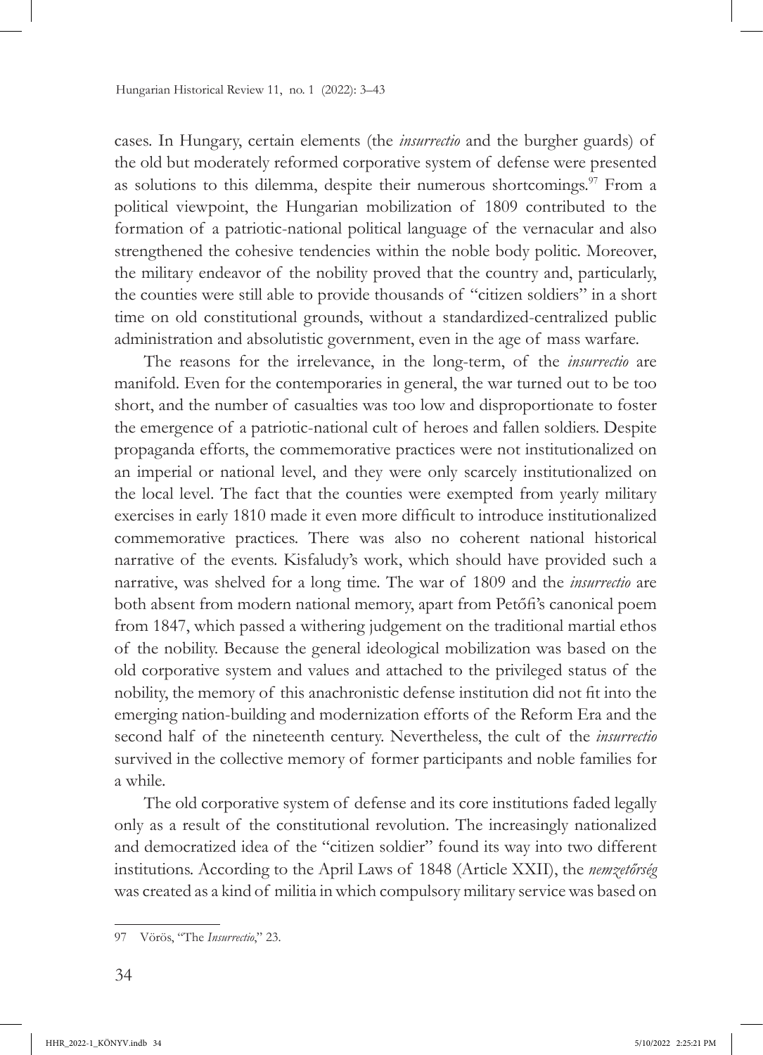cases. In Hungary, certain elements (the *insurrectio* and the burgher guards) of the old but moderately reformed corporative system of defense were presented as solutions to this dilemma, despite their numerous shortcomings.[97] From a political viewpoint, the Hungarian mobilization of 1809 contributed to the formation of a patriotic-national political language of the vernacular and also strengthened the cohesive tendencies within the noble body politic. Moreover, the military endeavor of the nobility proved that the country and, particularly, the counties were still able to provide thousands of "citizen soldiers" in a short time on old constitutional grounds, without a standardized-centralized public administration and absolutistic government, even in the age of mass warfare.

The reasons for the irrelevance, in the long-term, of the *insurrectio* are manifold. Even for the contemporaries in general, the war turned out to be too short, and the number of casualties was too low and disproportionate to foster the emergence of a patriotic-national cult of heroes and fallen soldiers. Despite propaganda efforts, the commemorative practices were not institutionalized on an imperial or national level, and they were only scarcely institutionalized on the local level. The fact that the counties were exempted from yearly military exercises in early 1810 made it even more difficult to introduce institutionalized commemorative practices. There was also no coherent national historical narrative of the events. Kisfaludy's work, which should have provided such a narrative, was shelved for a long time. The war of 1809 and the *insurrectio* are both absent from modern national memory, apart from Petőfi's canonical poem from 1847, which passed a withering judgement on the traditional martial ethos of the nobility. Because the general ideological mobilization was based on the old corporative system and values and attached to the privileged status of the nobility, the memory of this anachronistic defense institution did not fit into the emerging nation-building and modernization efforts of the Reform Era and the second half of the nineteenth century. Nevertheless, the cult of the *insurrectio* survived in the collective memory of former participants and noble families for a while.

The old corporative system of defense and its core institutions faded legally only as a result of the constitutional revolution. The increasingly nationalized and democratized idea of the "citizen soldier" found its way into two different institutions. According to the April Laws of 1848 (Article XXII), the *nemzetőrség* was created as a kind of militia in which compulsory military service was based on

---

97 Vörös, "The *Insurrectio*," 23.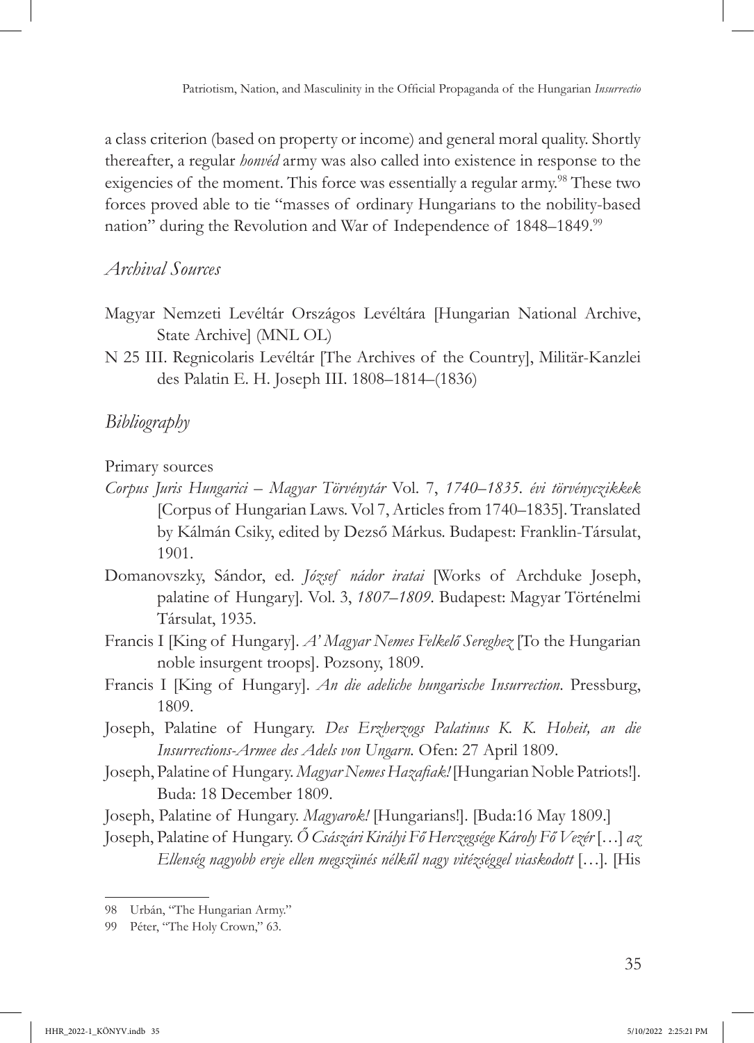a class criterion (based on property or income) and general moral quality. Shortly thereafter, a regular *honvéd* army was also called into existence in response to the exigencies of the moment. This force was essentially a regular army.[98] These two forces proved able to tie "masses of ordinary Hungarians to the nobility-based nation" during the Revolution and War of Independence of 1848–1849.[99]

## *Archival Sources*

Magyar Nemzeti Levéltár Országos Levéltára [Hungarian National Archive, State Archive] (MNL OL)

N 25 III. Regnicolaris Levéltár [The Archives of the Country], Militär-Kanzlei des Palatin E. H. Joseph III. 1808–1814–(1836)

## *Bibliography*

Primary sources

*Corpus Juris Hungarici – Magyar Törvénytár* Vol. 7, *1740–1835. évi törvényczikkek* [Corpus of Hungarian Laws. Vol 7, Articles from 1740–1835]. Translated by Kálmán Csiky, edited by Dezső Márkus. Budapest: Franklin-Társulat, 1901.

Domanovszky, Sándor, ed. *József nádor iratai* [Works of Archduke Joseph, palatine of Hungary]. Vol. 3, *1807–1809*. Budapest: Magyar Történelmi Társulat, 1935.

Francis I [King of Hungary]. *A' Magyar Nemes Felkelő Sereghez* [To the Hungarian noble insurgent troops]. Pozsony, 1809.

Francis I [King of Hungary]. *An die adeliche hungarische Insurrection*. Pressburg, 1809.

Joseph, Palatine of Hungary. *Des Erzherzogs Palatinus K. K. Hoheit, an die Insurrections-Armee des Adels von Ungarn.* Ofen: 27 April 1809.

Joseph, Palatine of Hungary. *Magyar Nemes Hazafiak!* [Hungarian Noble Patriots!]. Buda: 18 December 1809.

Joseph, Palatine of Hungary. *Magyarok!* [Hungarians!]. [Buda:16 May 1809.]

Joseph, Palatine of Hungary. *Ő Császári Királyi Fő Herczegsége Károly Fő Vezér* […] *az Ellenség nagyobb ereje ellen megszűnés nélkűl nagy vitézséggel viaskodott* […]. [His

98 Urbán, "The Hungarian Army."

99 Péter, "The Holy Crown," 63.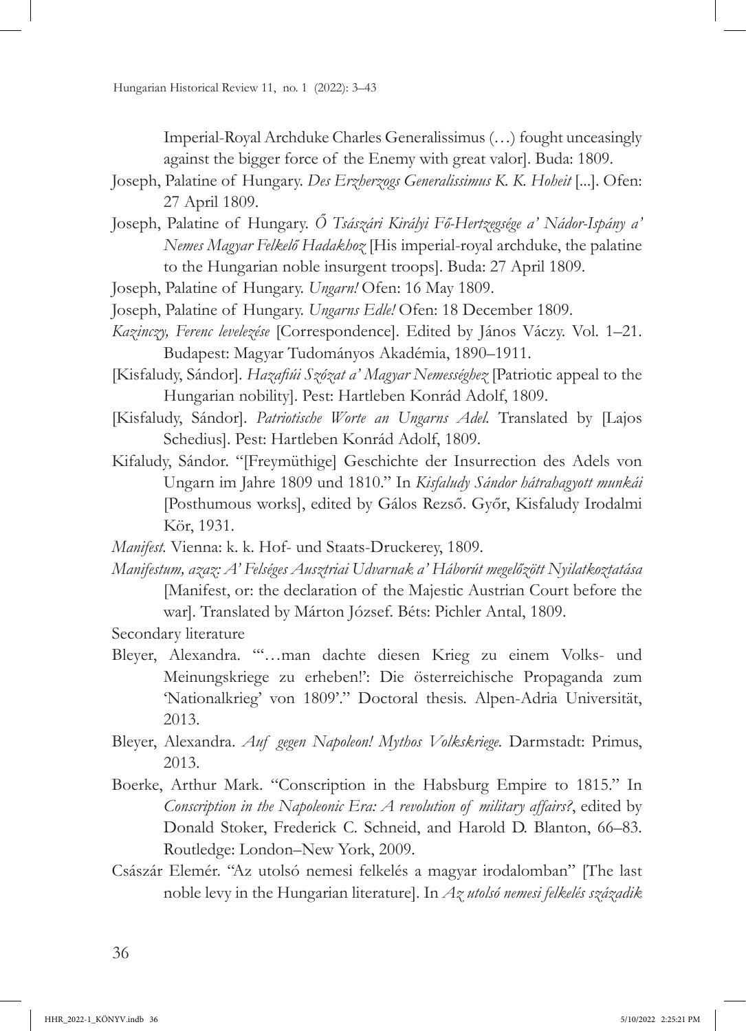Imperial-Royal Archduke Charles Generalissimus (…) fought unceasingly against the bigger force of the Enemy with great valor]. Buda: 1809.

Joseph, Palatine of Hungary. *Des Erzherzogs Generalissimus K. K. Hoheit* [...]. Ofen: 27 April 1809.

Joseph, Palatine of Hungary. *Ő Tsászári Királyi Fő-Hertzegsége a' Nádor-Ispány a' Nemes Magyar Felkelő Hadakhoz* [His imperial-royal archduke, the palatine to the Hungarian noble insurgent troops]. Buda: 27 April 1809.

Joseph, Palatine of Hungary. *Ungarn!* Ofen: 16 May 1809.

Joseph, Palatine of Hungary. *Ungarns Edle!* Ofen: 18 December 1809.

*Kazinczy, Ferenc levelezése* [Correspondence]. Edited by János Váczy. Vol. 1–21. Budapest: Magyar Tudományos Akadémia, 1890–1911.

[Kisfaludy, Sándor]. *Hazafiúi Szózat a' Magyar Nemességhez* [Patriotic appeal to the Hungarian nobility]. Pest: Hartleben Konrád Adolf, 1809.

[Kisfaludy, Sándor]. *Patriotische Worte an Ungarns Adel.* Translated by [Lajos Schedius]. Pest: Hartleben Konrád Adolf, 1809.

Kifaludy, Sándor. "[Freymüthige] Geschichte der Insurrection des Adels von Ungarn im Jahre 1809 und 1810." In *Kisfaludy Sándor hátrahagyott munkái* [Posthumous works], edited by Gálos Rezső. Győr, Kisfaludy Irodalmi Kör, 1931.

*Manifest.* Vienna: k. k. Hof- und Staats-Druckerey, 1809.

*Manifestum, azaz: A' Felséges Ausztriai Udvarnak a' Háborút megelőzött Nyilatkoztatása* [Manifest, or: the declaration of the Majestic Austrian Court before the war]. Translated by Márton József. Béts: Pichler Antal, 1809.

Secondary literature

Bleyer, Alexandra. "'…man dachte diesen Krieg zu einem Volks- und Meinungskriege zu erheben!': Die österreichische Propaganda zum 'Nationalkrieg' von 1809'." Doctoral thesis. Alpen-Adria Universität, 2013.

Bleyer, Alexandra. *Auf gegen Napoleon! Mythos Volkskriege.* Darmstadt: Primus, 2013.

Boerke, Arthur Mark. "Conscription in the Habsburg Empire to 1815." In *Conscription in the Napoleonic Era: A revolution of military affairs?*, edited by Donald Stoker, Frederick C. Schneid, and Harold D. Blanton, 66–83. Routledge: London–New York, 2009.

Császár Elemér. "Az utolsó nemesi felkelés a magyar irodalomban" [The last noble levy in the Hungarian literature]. In *Az utolsó nemesi felkelés századik*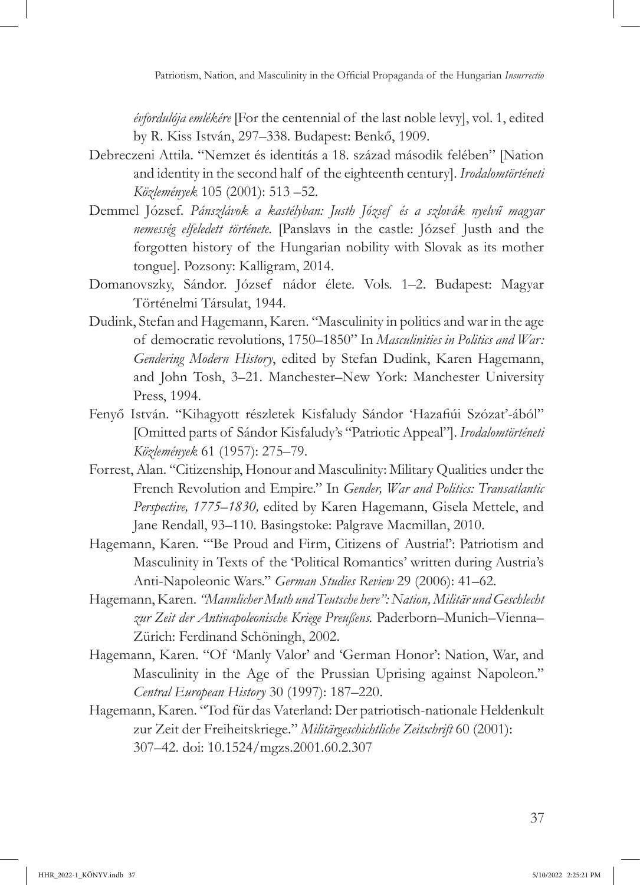*évfordulója emlékére* [For the centennial of the last noble levy], vol. 1, edited by R. Kiss István, 297–338. Budapest: Benkő, 1909.

Debreczeni Attila. "Nemzet és identitás a 18. század második felében" [Nation and identity in the second half of the eighteenth century]. *Irodalomtörténeti Közlemények* 105 (2001): 513 –52.

Demmel József. *Pánszlávok a kastélyban: Justh József és a szlovák nyelvű magyar nemesség elfeledett története*. [Panslavs in the castle: József Justh and the forgotten history of the Hungarian nobility with Slovak as its mother tongue]. Pozsony: Kalligram, 2014.

Domanovszky, Sándor. József nádor élete. Vols. 1–2. Budapest: Magyar Történelmi Társulat, 1944.

Dudink, Stefan and Hagemann, Karen. "Masculinity in politics and war in the age of democratic revolutions, 1750–1850" In *Masculinities in Politics and War: Gendering Modern History*, edited by Stefan Dudink, Karen Hagemann, and John Tosh, 3–21. Manchester–New York: Manchester University Press, 1994.

Fenyő István. "Kihagyott részletek Kisfaludy Sándor 'Hazafiúi Szózat'-ából" [Omitted parts of Sándor Kisfaludy's "Patriotic Appeal"]. *Irodalomtörténeti Közlemények* 61 (1957): 275–79.

Forrest, Alan. "Citizenship, Honour and Masculinity: Military Qualities under the French Revolution and Empire." In *Gender, War and Politics: Transatlantic Perspective, 1775–1830,* edited by Karen Hagemann, Gisela Mettele, and Jane Rendall, 93–110. Basingstoke: Palgrave Macmillan, 2010.

Hagemann, Karen. "'Be Proud and Firm, Citizens of Austria!': Patriotism and Masculinity in Texts of the 'Political Romantics' written during Austria's Anti-Napoleonic Wars." *German Studies Review* 29 (2006): 41–62.

Hagemann, Karen. *"Mannlicher Muth und Teutsche here": Nation, Militär und Geschlecht zur Zeit der Antinapoleonische Kriege Preußens.* Paderborn–Munich–Vienna–Zürich: Ferdinand Schöningh, 2002.

Hagemann, Karen. "Of 'Manly Valor' and 'German Honor': Nation, War, and Masculinity in the Age of the Prussian Uprising against Napoleon." *Central European History* 30 (1997): 187–220.

Hagemann, Karen. "Tod für das Vaterland: Der patriotisch-nationale Heldenkult zur Zeit der Freiheitskriege." *Militärgeschichtliche Zeitschrift* 60 (2001): 307–42. doi: 10.1524/mgzs.2001.60.2.307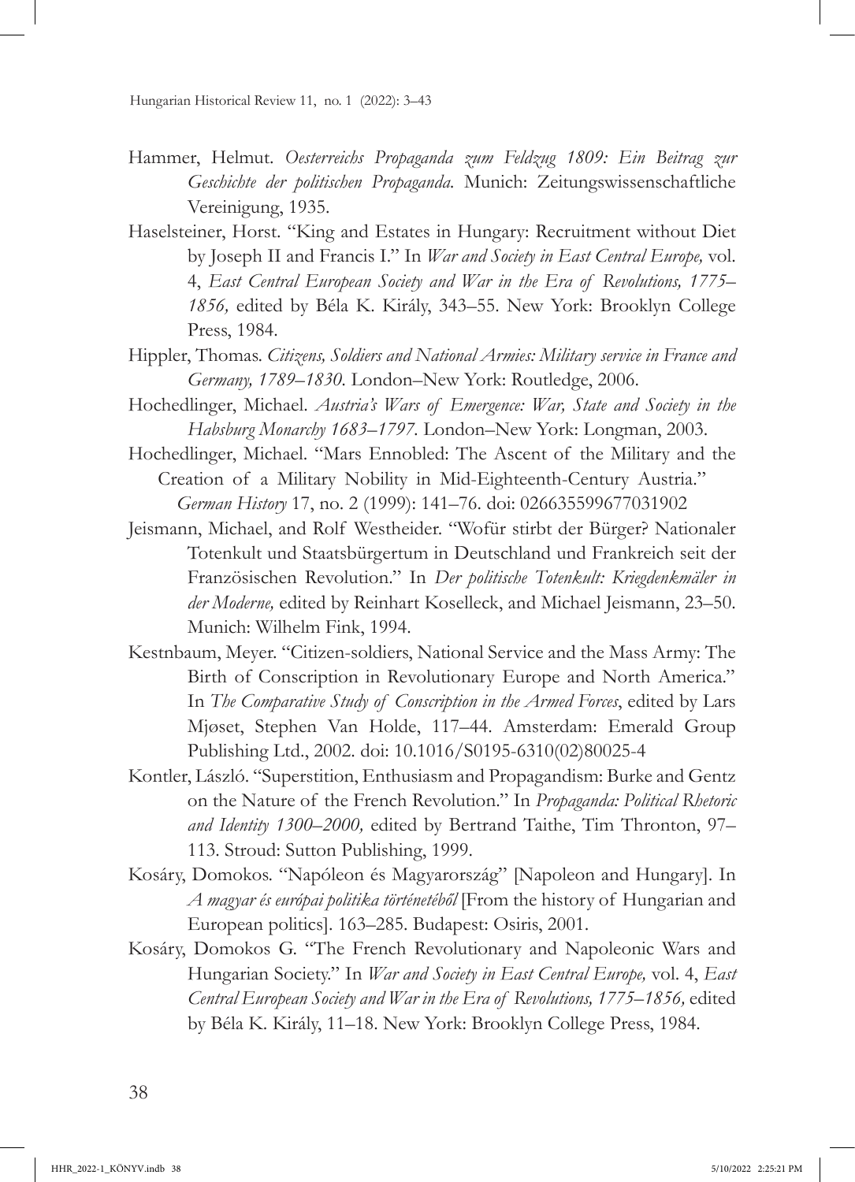Hammer, Helmut. *Oesterreichs Propaganda zum Feldzug 1809: Ein Beitrag zur Geschichte der politischen Propaganda.* Munich: Zeitungswissenschaftliche Vereinigung, 1935.

Haselsteiner, Horst. "King and Estates in Hungary: Recruitment without Diet by Joseph II and Francis I." In *War and Society in East Central Europe,* vol. 4, *East Central European Society and War in the Era of Revolutions, 1775–1856,* edited by Béla K. Király, 343–55. New York: Brooklyn College Press, 1984.

Hippler, Thomas. *Citizens, Soldiers and National Armies: Military service in France and Germany, 1789–1830.* London–New York: Routledge, 2006.

Hochedlinger, Michael. *Austria's Wars of Emergence: War, State and Society in the Habsburg Monarchy 1683–1797.* London–New York: Longman, 2003.

Hochedlinger, Michael. "Mars Ennobled: The Ascent of the Military and the Creation of a Military Nobility in Mid-Eighteenth-Century Austria." *German History* 17, no. 2 (1999): 141–76. doi: 026635599677031902

Jeismann, Michael, and Rolf Westheider. "Wofür stirbt der Bürger? Nationaler Totenkult und Staatsbürgertum in Deutschland und Frankreich seit der Französischen Revolution." In *Der politische Totenkult: Kriegdenkmäler in der Moderne,* edited by Reinhart Koselleck, and Michael Jeismann, 23–50. Munich: Wilhelm Fink, 1994.

Kestnbaum, Meyer. "Citizen-soldiers, National Service and the Mass Army: The Birth of Conscription in Revolutionary Europe and North America." In *The Comparative Study of Conscription in the Armed Forces*, edited by Lars Mjøset, Stephen Van Holde, 117–44. Amsterdam: Emerald Group Publishing Ltd., 2002. doi: 10.1016/S0195-6310(02)80025-4

Kontler, László. "Superstition, Enthusiasm and Propagandism: Burke and Gentz on the Nature of the French Revolution." In *Propaganda: Political Rhetoric and Identity 1300–2000,* edited by Bertrand Taithe, Tim Thronton, 97–113. Stroud: Sutton Publishing, 1999.

Kosáry, Domokos. "Napóleon és Magyarország" [Napoleon and Hungary]. In *A magyar és európai politika történetéből* [From the history of Hungarian and European politics]. 163–285. Budapest: Osiris, 2001.

Kosáry, Domokos G. "The French Revolutionary and Napoleonic Wars and Hungarian Society." In *War and Society in East Central Europe,* vol. 4, *East Central European Society and War in the Era of Revolutions, 1775–1856,* edited by Béla K. Király, 11–18. New York: Brooklyn College Press, 1984.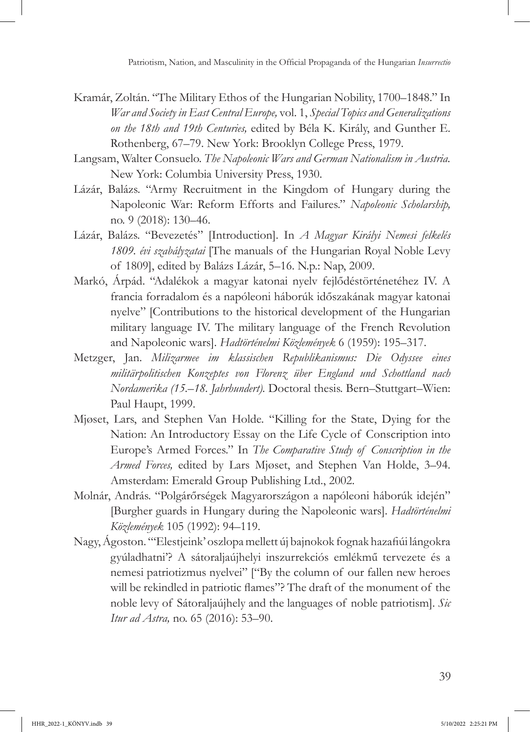Kramár, Zoltán. "The Military Ethos of the Hungarian Nobility, 1700–1848." In *War and Society in East Central Europe,* vol. 1, *Special Topics and Generalizations on the 18th and 19th Centuries,* edited by Béla K. Király, and Gunther E. Rothenberg, 67–79. New York: Brooklyn College Press, 1979.

Langsam, Walter Consuelo. *The Napoleonic Wars and German Nationalism in Austria.* New York: Columbia University Press, 1930.

Lázár, Balázs. "Army Recruitment in the Kingdom of Hungary during the Napoleonic War: Reform Efforts and Failures." *Napoleonic Scholarship,* no. 9 (2018): 130–46.

Lázár, Balázs. "Bevezetés" [Introduction]. In *A Magyar Királyi Nemesi felkelés 1809. évi szabályzatai* [The manuals of the Hungarian Royal Noble Levy of 1809], edited by Balázs Lázár, 5–16. N.p.: Nap, 2009.

Markó, Árpád. "Adalékok a magyar katonai nyelv fejlődéstörténetéhez IV. A francia forradalom és a napóleoni háborúk időszakának magyar katonai nyelve" [Contributions to the historical development of the Hungarian military language IV. The military language of the French Revolution and Napoleonic wars]. *Hadtörténelmi Közlemények* 6 (1959): 195–317.

Metzger, Jan. *Milizarmee im klassischen Republikanismus: Die Odyssee eines militärpolitischen Konzeptes von Florenz über England und Schottland nach Nordamerika (15.–18. Jahrhundert).* Doctoral thesis. Bern–Stuttgart–Wien: Paul Haupt, 1999.

Mjøset, Lars, and Stephen Van Holde. "Killing for the State, Dying for the Nation: An Introductory Essay on the Life Cycle of Conscription into Europe's Armed Forces." In *The Comparative Study of Conscription in the Armed Forces,* edited by Lars Mjøset, and Stephen Van Holde, 3–94. Amsterdam: Emerald Group Publishing Ltd., 2002.

Molnár, András. "Polgárőrségek Magyarországon a napóleoni háborúk idején" [Burgher guards in Hungary during the Napoleonic wars]. *Hadtörténelmi Közlemények* 105 (1992): 94–119.

Nagy, Ágoston. "'Elestjeink' oszlopa mellett új bajnokok fognak hazafiúi lángokra gyúladhatni'? A sátoraljaújhelyi inszurrekciós emlékmű tervezete és a nemesi patriotizmus nyelvei" ["By the column of our fallen new heroes will be rekindled in patriotic flames"? The draft of the monument of the noble levy of Sátoraljaújhely and the languages of noble patriotism]. *Sic Itur ad Astra,* no. 65 (2016): 53–90.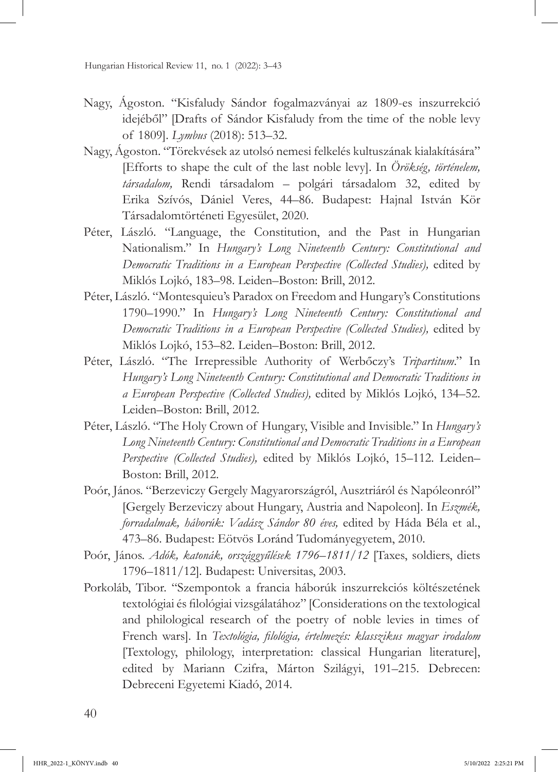Nagy, Ágoston. "Kisfaludy Sándor fogalmazványai az 1809-es inszurrekció idejéből" [Drafts of Sándor Kisfaludy from the time of the noble levy of 1809]. *Lymbus* (2018): 513–32.

Nagy, Ágoston. "Törekvések az utolsó nemesi felkelés kultuszának kialakítására" [Efforts to shape the cult of the last noble levy]. In *Örökség, történelem, társadalom,* Rendi társadalom – polgári társadalom 32, edited by Erika Szívós, Dániel Veres, 44–86. Budapest: Hajnal István Kör Társadalomtörténeti Egyesület, 2020.

Péter, László. "Language, the Constitution, and the Past in Hungarian Nationalism." In *Hungary's Long Nineteenth Century: Constitutional and Democratic Traditions in a European Perspective (Collected Studies),* edited by Miklós Lojkó, 183–98. Leiden–Boston: Brill, 2012.

Péter, László. "Montesquieu's Paradox on Freedom and Hungary's Constitutions 1790–1990." In *Hungary's Long Nineteenth Century: Constitutional and Democratic Traditions in a European Perspective (Collected Studies),* edited by Miklós Lojkó, 153–82. Leiden–Boston: Brill, 2012.

Péter, László. "The Irrepressible Authority of Werbőczy's *Tripartitum*." In *Hungary's Long Nineteenth Century: Constitutional and Democratic Traditions in a European Perspective (Collected Studies),* edited by Miklós Lojkó, 134–52. Leiden–Boston: Brill, 2012.

Péter, László. "The Holy Crown of Hungary, Visible and Invisible." In *Hungary's Long Nineteenth Century: Constitutional and Democratic Traditions in a European Perspective (Collected Studies),* edited by Miklós Lojkó, 15–112. Leiden–Boston: Brill, 2012.

Poór, János. "Berzeviczy Gergely Magyarországról, Ausztriáról és Napóleonról" [Gergely Berzeviczy about Hungary, Austria and Napoleon]. In *Eszmék, forradalmak, háborúk: Vadász Sándor 80 éves,* edited by Háda Béla et al., 473–86. Budapest: Eötvös Loránd Tudományegyetem, 2010.

Poór, János. *Adók, katonák, országgyűlések 1796–1811/12* [Taxes, soldiers, diets 1796–1811/12]. Budapest: Universitas, 2003.

Porkoláb, Tibor. "Szempontok a francia háborúk inszurrekciós költészetének textológiai és filológiai vizsgálatához" [Considerations on the textological and philological research of the poetry of noble levies in times of French wars]. In *Textológia, filológia, értelmezés: klasszikus magyar irodalom* [Textology, philology, interpretation: classical Hungarian literature], edited by Mariann Czifra, Márton Szilágyi, 191–215. Debrecen: Debreceni Egyetemi Kiadó, 2014.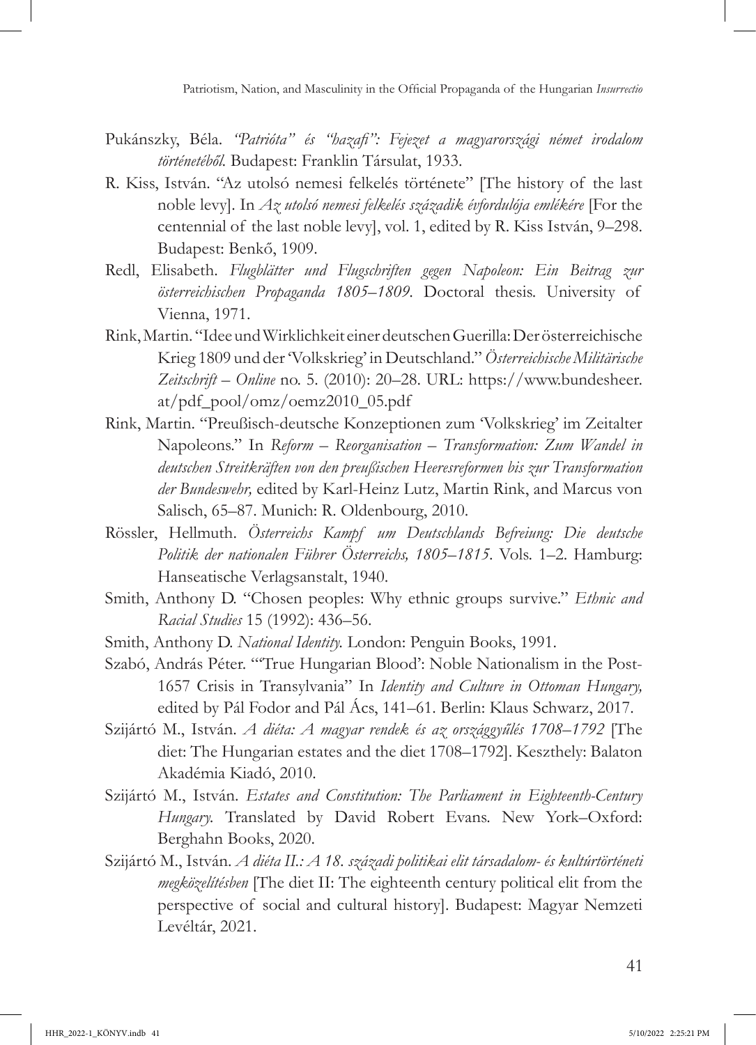Pukánszky, Béla. *"Patrióta" és "hazafi": Fejezet a magyarországi német irodalom történetéből.* Budapest: Franklin Társulat, 1933.

R. Kiss, István. "Az utolsó nemesi felkelés története" [The history of the last noble levy]. In *Az utolsó nemesi felkelés századik évfordulója emlékére* [For the centennial of the last noble levy], vol. 1, edited by R. Kiss István, 9–298. Budapest: Benkő, 1909.

Redl, Elisabeth. *Flugblätter und Flugschriften gegen Napoleon: Ein Beitrag zur österreichischen Propaganda 1805–1809*. Doctoral thesis. University of Vienna, 1971.

Rink, Martin. "Idee und Wirklichkeit einer deutschen Guerilla: Der österreichische Krieg 1809 und der 'Volkskrieg' in Deutschland." *Österreichische Militärische Zeitschrift – Online* no. 5. (2010): 20–28. URL: https://www.bundesheer.at/pdf_pool/omz/oemz2010_05.pdf

Rink, Martin. "Preußisch-deutsche Konzeptionen zum 'Volkskrieg' im Zeitalter Napoleons." In *Reform – Reorganisation – Transformation: Zum Wandel in deutschen Streitkräften von den preußischen Heeresreformen bis zur Transformation der Bundeswehr,* edited by Karl-Heinz Lutz, Martin Rink, and Marcus von Salisch, 65–87. Munich: R. Oldenbourg, 2010.

Rössler, Hellmuth. *Österreichs Kampf um Deutschlands Befreiung: Die deutsche Politik der nationalen Führer Österreichs, 1805–1815*. Vols. 1–2. Hamburg: Hanseatische Verlagsanstalt, 1940.

Smith, Anthony D. "Chosen peoples: Why ethnic groups survive." *Ethnic and Racial Studies* 15 (1992): 436–56.

Smith, Anthony D. *National Identity.* London: Penguin Books, 1991.

Szabó, András Péter. "'True Hungarian Blood': Noble Nationalism in the Post-1657 Crisis in Transylvania" In *Identity and Culture in Ottoman Hungary,* edited by Pál Fodor and Pál Ács, 141–61. Berlin: Klaus Schwarz, 2017.

Szijártó M., István. *A diéta: A magyar rendek és az országgyűlés 1708–1792* [The diet: The Hungarian estates and the diet 1708–1792]. Keszthely: Balaton Akadémia Kiadó, 2010.

Szijártó M., István. *Estates and Constitution: The Parliament in Eighteenth-Century Hungary.* Translated by David Robert Evans. New York–Oxford: Berghahn Books, 2020.

Szijártó M., István. *A diéta II.: A 18. századi politikai elit társadalom- és kultúrtörténeti megközelítésben* [The diet II: The eighteenth century political elit from the perspective of social and cultural history]. Budapest: Magyar Nemzeti Levéltár, 2021.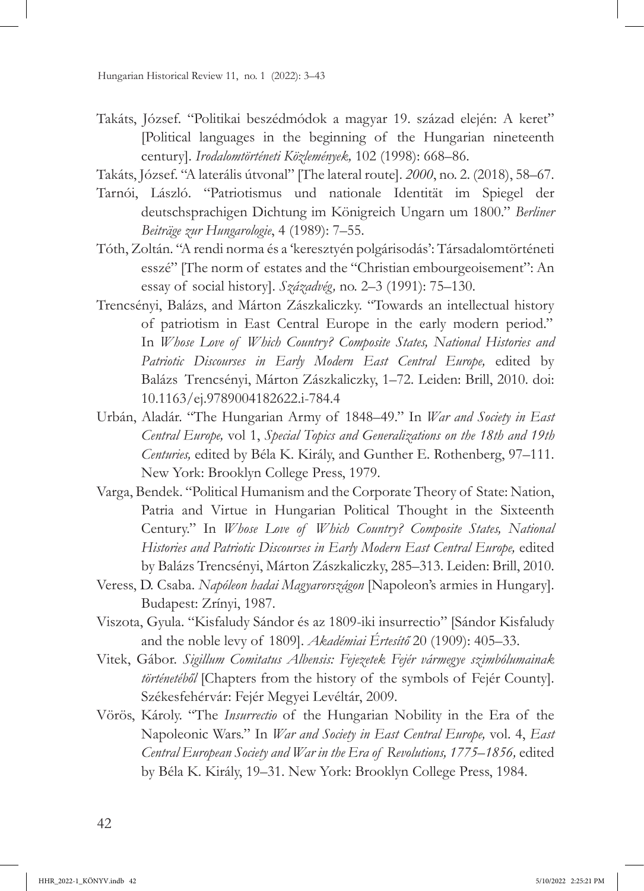Takáts, József. "Politikai beszédmódok a magyar 19. század elején: A keret" [Political languages in the beginning of the Hungarian nineteenth century]. *Irodalomtörténeti Közlemények,* 102 (1998): 668–86.

Takáts, József. "A laterális útvonal" [The lateral route]. *2000*, no. 2. (2018), 58–67.

Tarnói, László. "Patriotismus und nationale Identität im Spiegel der deutschsprachigen Dichtung im Königreich Ungarn um 1800." *Berliner Beiträge zur Hungarologie*, 4 (1989): 7–55.

Tóth, Zoltán. "A rendi norma és a 'keresztyén polgárisodás': Társadalomtörténeti esszé" [The norm of estates and the "Christian embourgeoisement": An essay of social history]. *Századvég,* no. 2–3 (1991): 75–130.

Trencsényi, Balázs, and Márton Zászkaliczky. "Towards an intellectual history of patriotism in East Central Europe in the early modern period." In *Whose Love of Which Country? Composite States, National Histories and Patriotic Discourses in Early Modern East Central Europe,* edited by Balázs Trencsényi, Márton Zászkaliczky, 1–72. Leiden: Brill, 2010. doi: 10.1163/ej.9789004182622.i-784.4

Urbán, Aladár. "The Hungarian Army of 1848–49." In *War and Society in East Central Europe,* vol 1, *Special Topics and Generalizations on the 18th and 19th Centuries,* edited by Béla K. Király, and Gunther E. Rothenberg, 97–111. New York: Brooklyn College Press, 1979.

Varga, Bendek. "Political Humanism and the Corporate Theory of State: Nation, Patria and Virtue in Hungarian Political Thought in the Sixteenth Century." In *Whose Love of Which Country? Composite States, National Histories and Patriotic Discourses in Early Modern East Central Europe,* edited by Balázs Trencsényi, Márton Zászkaliczky, 285–313. Leiden: Brill, 2010.

Veress, D. Csaba. *Napóleon hadai Magyarországon* [Napoleon's armies in Hungary]. Budapest: Zrínyi, 1987.

Viszota, Gyula. "Kisfaludy Sándor és az 1809-iki insurrectio" [Sándor Kisfaludy and the noble levy of 1809]. *Akadémiai Értesítő* 20 (1909): 405–33.

Vitek, Gábor. *Sigillum Comitatus Albensis: Fejezetek Fejér vármegye szimbólumainak történetéből* [Chapters from the history of the symbols of Fejér County]. Székesfehérvár: Fejér Megyei Levéltár, 2009.

Vörös, Károly. "The *Insurrectio* of the Hungarian Nobility in the Era of the Napoleonic Wars." In *War and Society in East Central Europe,* vol. 4, *East Central European Society and War in the Era of Revolutions, 1775–1856,* edited by Béla K. Király, 19–31. New York: Brooklyn College Press, 1984.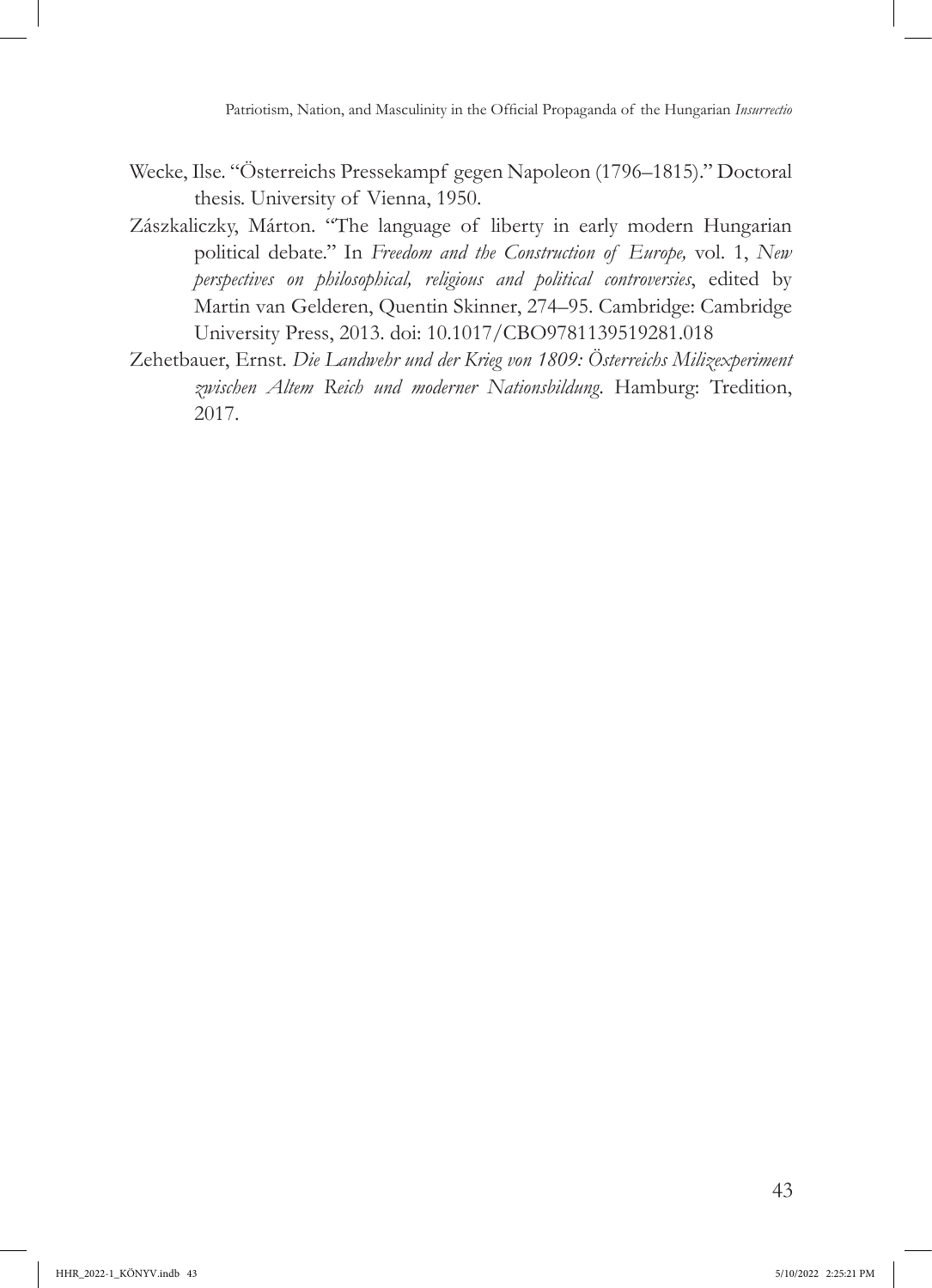Wecke, Ilse. "Österreichs Pressekampf gegen Napoleon (1796–1815)." Doctoral thesis. University of Vienna, 1950.

Zászkaliczky, Márton. "The language of liberty in early modern Hungarian political debate." In *Freedom and the Construction of Europe,* vol. 1, *New perspectives on philosophical, religious and political controversies*, edited by Martin van Gelderen, Quentin Skinner, 274–95. Cambridge: Cambridge University Press, 2013. doi: 10.1017/CBO9781139519281.018

Zehetbauer, Ernst. *Die Landwehr und der Krieg von 1809: Österreichs Milizexperiment zwischen Altem Reich und moderner Nationsbildung.* Hamburg: Tredition, 2017.